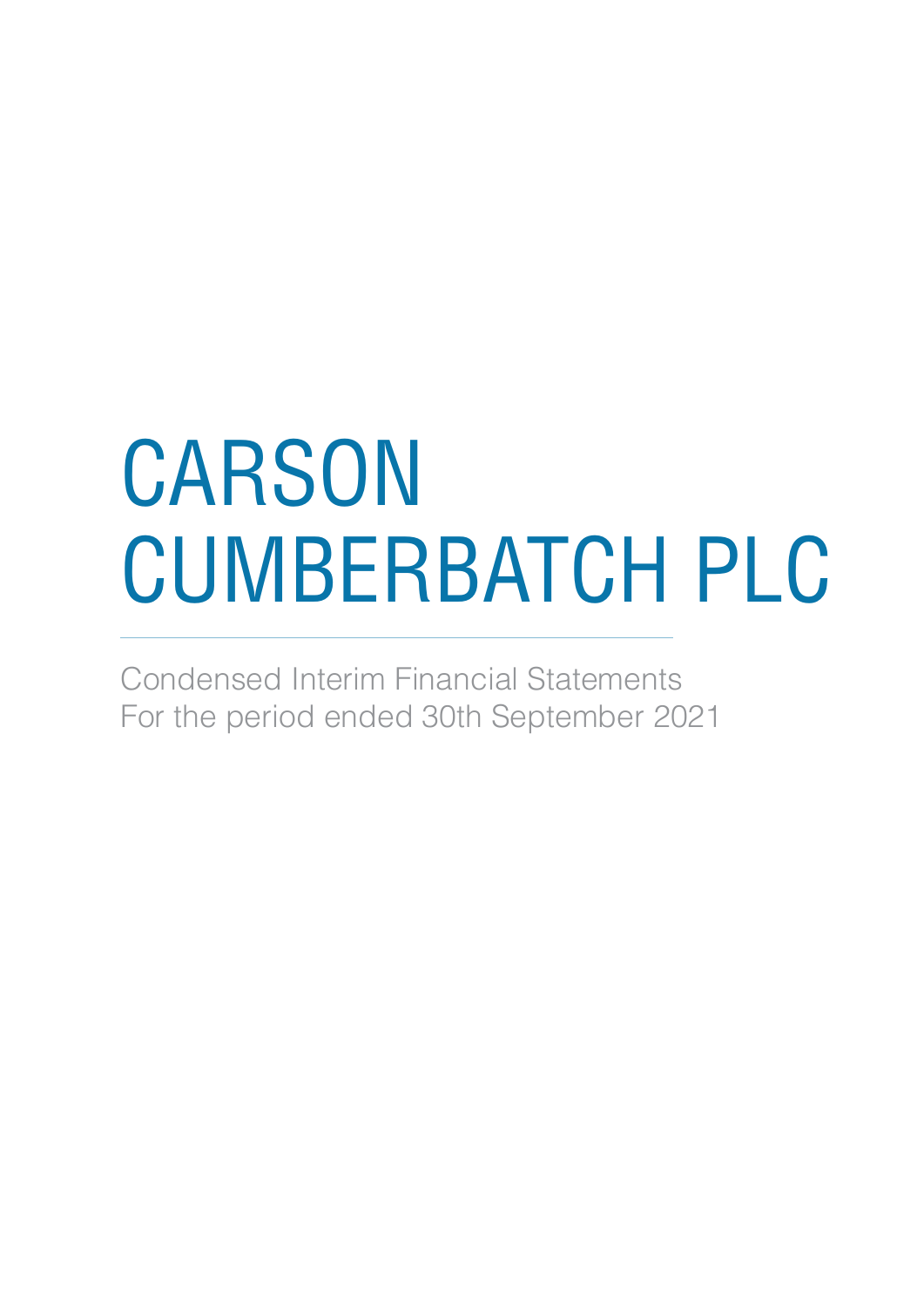# CARSON CUMBERBATCH PLC

Condensed Interim Financial Statements
For the period ended 30th September 2021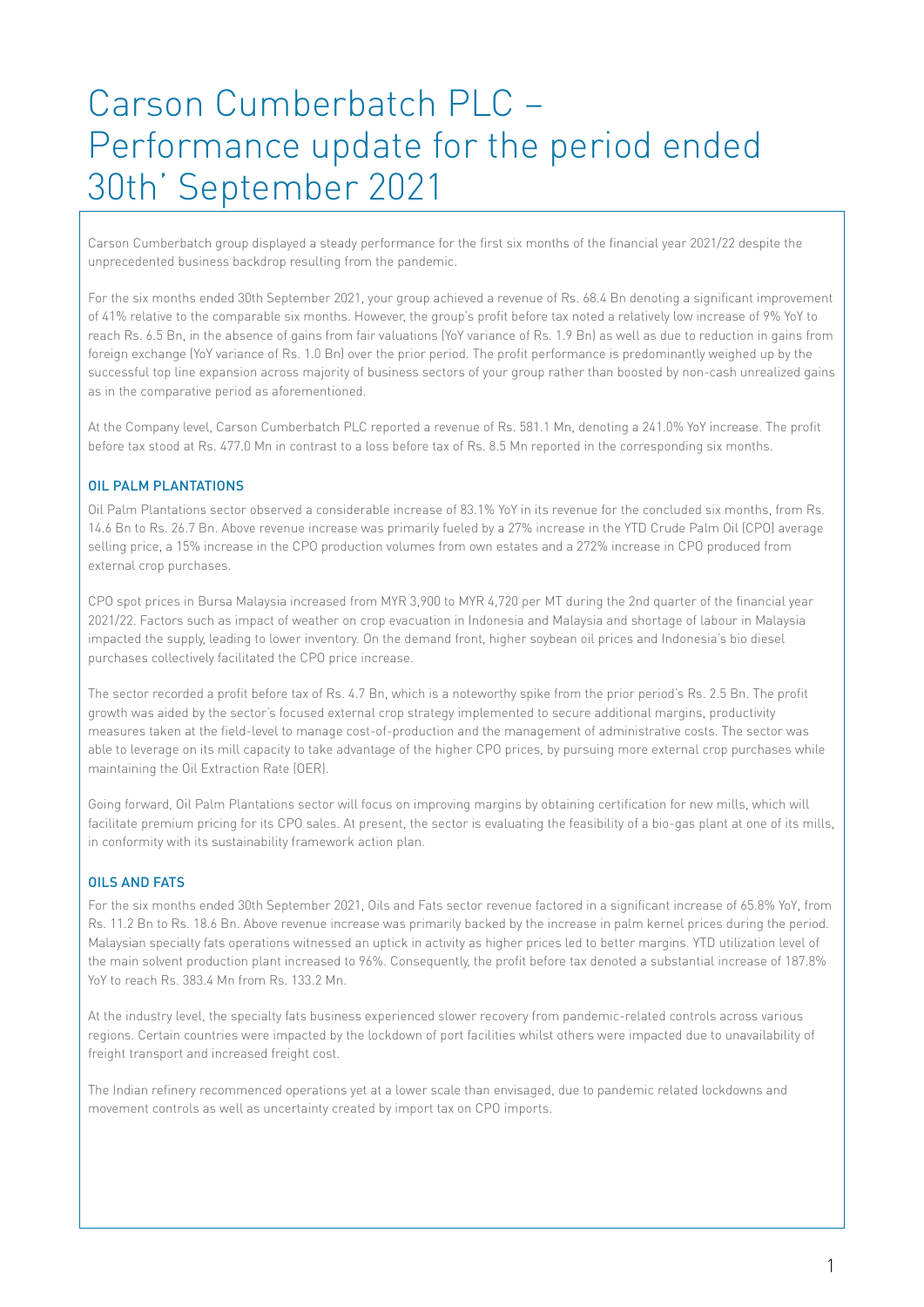# Carson Cumberbatch PLC – Performance update for the period ended 30th' September 2021

Carson Cumberbatch group displayed a steady performance for the first six months of the financial year 2021/22 despite the unprecedented business backdrop resulting from the pandemic.

For the six months ended 30th September 2021, your group achieved a revenue of Rs. 68.4 Bn denoting a significant improvement of 41% relative to the comparable six months. However, the group's profit before tax noted a relatively low increase of 9% YoY to reach Rs. 6.5 Bn, in the absence of gains from fair valuations (YoY variance of Rs. 1.9 Bn) as well as due to reduction in gains from foreign exchange (YoY variance of Rs. 1.0 Bn) over the prior period. The profit performance is predominantly weighed up by the successful top line expansion across majority of business sectors of your group rather than boosted by non-cash unrealized gains as in the comparative period as aforementioned.

At the Company level, Carson Cumberbatch PLC reported a revenue of Rs. 581.1 Mn, denoting a 241.0% YoY increase. The profit before tax stood at Rs. 477.0 Mn in contrast to a loss before tax of Rs. 8.5 Mn reported in the corresponding six months.

## OIL PALM PLANTATIONS

Oil Palm Plantations sector observed a considerable increase of 83.1% YoY in its revenue for the concluded six months, from Rs. 14.6 Bn to Rs. 26.7 Bn. Above revenue increase was primarily fueled by a 27% increase in the YTD Crude Palm Oil (CPO) average selling price, a 15% increase in the CPO production volumes from own estates and a 272% increase in CPO produced from external crop purchases.

CPO spot prices in Bursa Malaysia increased from MYR 3,900 to MYR 4,720 per MT during the 2nd quarter of the financial year 2021/22. Factors such as impact of weather on crop evacuation in Indonesia and Malaysia and shortage of labour in Malaysia impacted the supply, leading to lower inventory. On the demand front, higher soybean oil prices and Indonesia's bio diesel purchases collectively facilitated the CPO price increase.

The sector recorded a profit before tax of Rs. 4.7 Bn, which is a noteworthy spike from the prior period's Rs. 2.5 Bn. The profit growth was aided by the sector's focused external crop strategy implemented to secure additional margins, productivity measures taken at the field-level to manage cost-of-production and the management of administrative costs. The sector was able to leverage on its mill capacity to take advantage of the higher CPO prices, by pursuing more external crop purchases while maintaining the Oil Extraction Rate (OER).

Going forward, Oil Palm Plantations sector will focus on improving margins by obtaining certification for new mills, which will facilitate premium pricing for its CPO sales. At present, the sector is evaluating the feasibility of a bio-gas plant at one of its mills, in conformity with its sustainability framework action plan.

## OILS AND FATS

For the six months ended 30th September 2021, Oils and Fats sector revenue factored in a significant increase of 65.8% YoY, from Rs. 11.2 Bn to Rs. 18.6 Bn. Above revenue increase was primarily backed by the increase in palm kernel prices during the period. Malaysian specialty fats operations witnessed an uptick in activity as higher prices led to better margins. YTD utilization level of the main solvent production plant increased to 96%. Consequently, the profit before tax denoted a substantial increase of 187.8% YoY to reach Rs. 383.4 Mn from Rs. 133.2 Mn.

At the industry level, the specialty fats business experienced slower recovery from pandemic-related controls across various regions. Certain countries were impacted by the lockdown of port facilities whilst others were impacted due to unavailability of freight transport and increased freight cost.

The Indian refinery recommenced operations yet at a lower scale than envisaged, due to pandemic related lockdowns and movement controls as well as uncertainty created by import tax on CPO imports.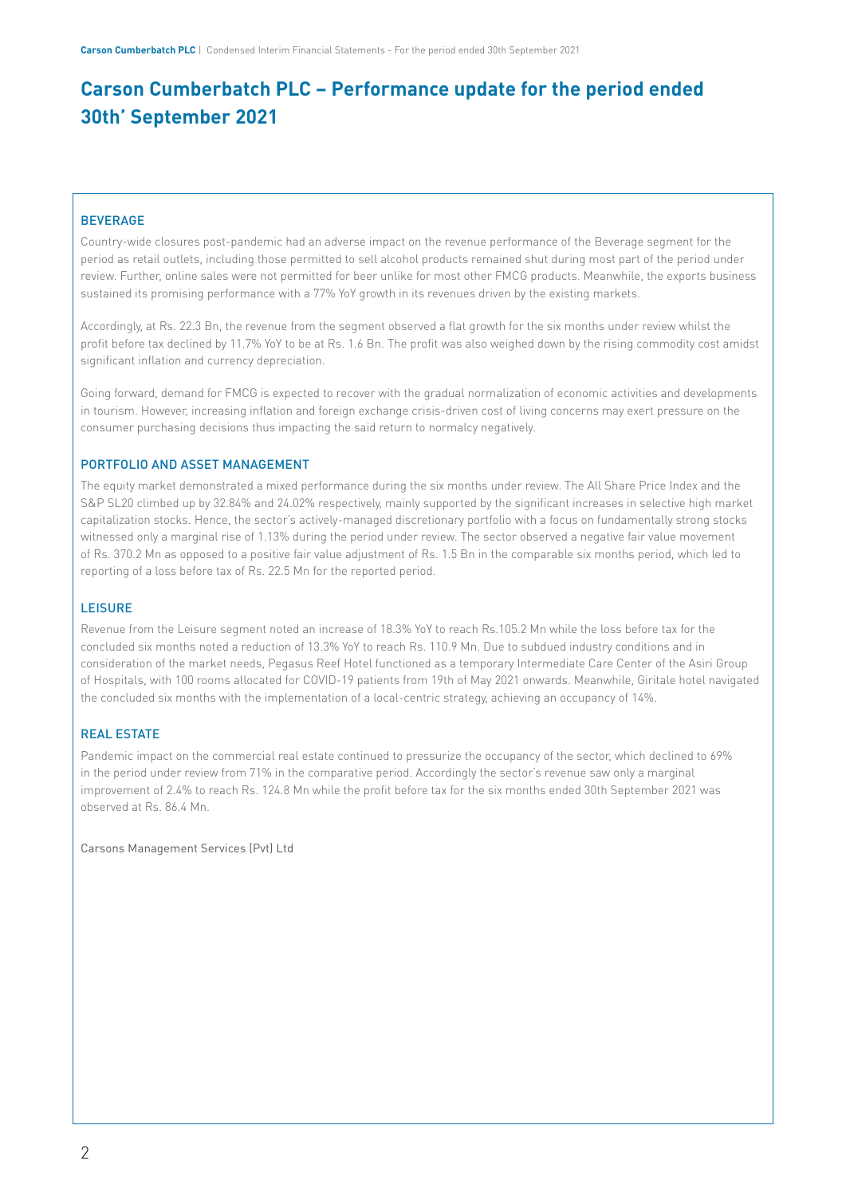# Carson Cumberbatch PLC – Performance update for the period ended 30th' September 2021

## BEVERAGE

Country-wide closures post-pandemic had an adverse impact on the revenue performance of the Beverage segment for the period as retail outlets, including those permitted to sell alcohol products remained shut during most part of the period under review. Further, online sales were not permitted for beer unlike for most other FMCG products. Meanwhile, the exports business sustained its promising performance with a 77% YoY growth in its revenues driven by the existing markets.

Accordingly, at Rs. 22.3 Bn, the revenue from the segment observed a flat growth for the six months under review whilst the profit before tax declined by 11.7% YoY to be at Rs. 1.6 Bn. The profit was also weighed down by the rising commodity cost amidst significant inflation and currency depreciation.

Going forward, demand for FMCG is expected to recover with the gradual normalization of economic activities and developments in tourism. However, increasing inflation and foreign exchange crisis-driven cost of living concerns may exert pressure on the consumer purchasing decisions thus impacting the said return to normalcy negatively.

## PORTFOLIO AND ASSET MANAGEMENT

The equity market demonstrated a mixed performance during the six months under review. The All Share Price Index and the S&P SL20 climbed up by 32.84% and 24.02% respectively, mainly supported by the significant increases in selective high market capitalization stocks. Hence, the sector's actively-managed discretionary portfolio with a focus on fundamentally strong stocks witnessed only a marginal rise of 1.13% during the period under review. The sector observed a negative fair value movement of Rs. 370.2 Mn as opposed to a positive fair value adjustment of Rs. 1.5 Bn in the comparable six months period, which led to reporting of a loss before tax of Rs. 22.5 Mn for the reported period.

## LEISURE

Revenue from the Leisure segment noted an increase of 18.3% YoY to reach Rs.105.2 Mn while the loss before tax for the concluded six months noted a reduction of 13.3% YoY to reach Rs. 110.9 Mn. Due to subdued industry conditions and in consideration of the market needs, Pegasus Reef Hotel functioned as a temporary Intermediate Care Center of the Asiri Group of Hospitals, with 100 rooms allocated for COVID-19 patients from 19th of May 2021 onwards. Meanwhile, Giritale hotel navigated the concluded six months with the implementation of a local-centric strategy, achieving an occupancy of 14%.

## REAL ESTATE

Pandemic impact on the commercial real estate continued to pressurize the occupancy of the sector, which declined to 69% in the period under review from 71% in the comparative period. Accordingly the sector's revenue saw only a marginal improvement of 2.4% to reach Rs. 124.8 Mn while the profit before tax for the six months ended 30th September 2021 was observed at Rs. 86.4 Mn.

Carsons Management Services (Pvt) Ltd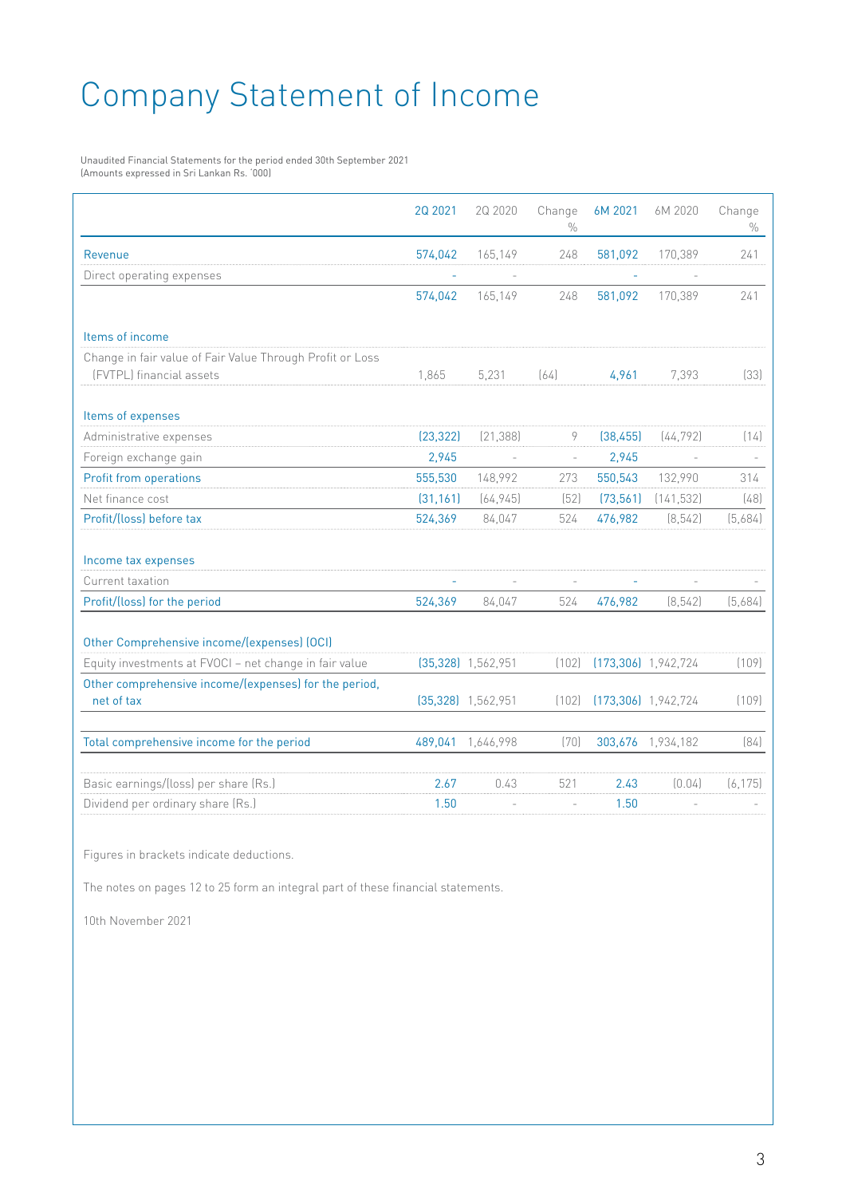# Company Statement of Income

Unaudited Financial Statements for the period ended 30th September 2021
(Amounts expressed in Sri Lankan Rs. '000)

| | 2Q 2021 | 2Q 2020 | Change % | 6M 2021 | 6M 2020 | Change % |
|---|---|---|---|---|---|---|
| Revenue | 574,042 | 165,149 | 248 | 581,092 | 170,389 | 241 |
| Direct operating expenses | - | - | | - | - | |
| | 574,042 | 165,149 | 248 | 581,092 | 170,389 | 241 |
| **Items of income** | | | | | | |
| Change in fair value of Fair Value Through Profit or Loss (FVTPL) financial assets | 1,865 | 5,231 | (64) | 4,961 | 7,393 | (33) |
| **Items of expenses** | | | | | | |
| Administrative expenses | (23,322) | (21,388) | 9 | (38,455) | (44,792) | (14) |
| Foreign exchange gain | 2,945 | - | - | 2,945 | - | - |
| Profit from operations | 555,530 | 148,992 | 273 | 550,543 | 132,990 | 314 |
| Net finance cost | (31,161) | (64,945) | (52) | (73,561) | (141,532) | (48) |
| Profit/(loss) before tax | 524,369 | 84,047 | 524 | 476,982 | (8,542) | (5,684) |
| **Income tax expenses** | | | | | | |
| Current taxation | - | - | - | - | - | - |
| Profit/(loss) for the period | 524,369 | 84,047 | 524 | 476,982 | (8,542) | (5,684) |
| **Other Comprehensive income/(expenses) (OCI)** | | | | | | |
| Equity investments at FVOCI – net change in fair value | (35,328) | 1,562,951 | (102) | (173,306) | 1,942,724 | (109) |
| Other comprehensive income/(expenses) for the period, net of tax | (35,328) | 1,562,951 | (102) | (173,306) | 1,942,724 | (109) |
| Total comprehensive income for the period | 489,041 | 1,646,998 | (70) | 303,676 | 1,934,182 | (84) |
| Basic earnings/(loss) per share (Rs.) | 2.67 | 0.43 | 521 | 2.43 | (0.04) | (6,175) |
| Dividend per ordinary share (Rs.) | 1.50 | - | - | 1.50 | - | - |

Figures in brackets indicate deductions.

The notes on pages 12 to 25 form an integral part of these financial statements.

10th November 2021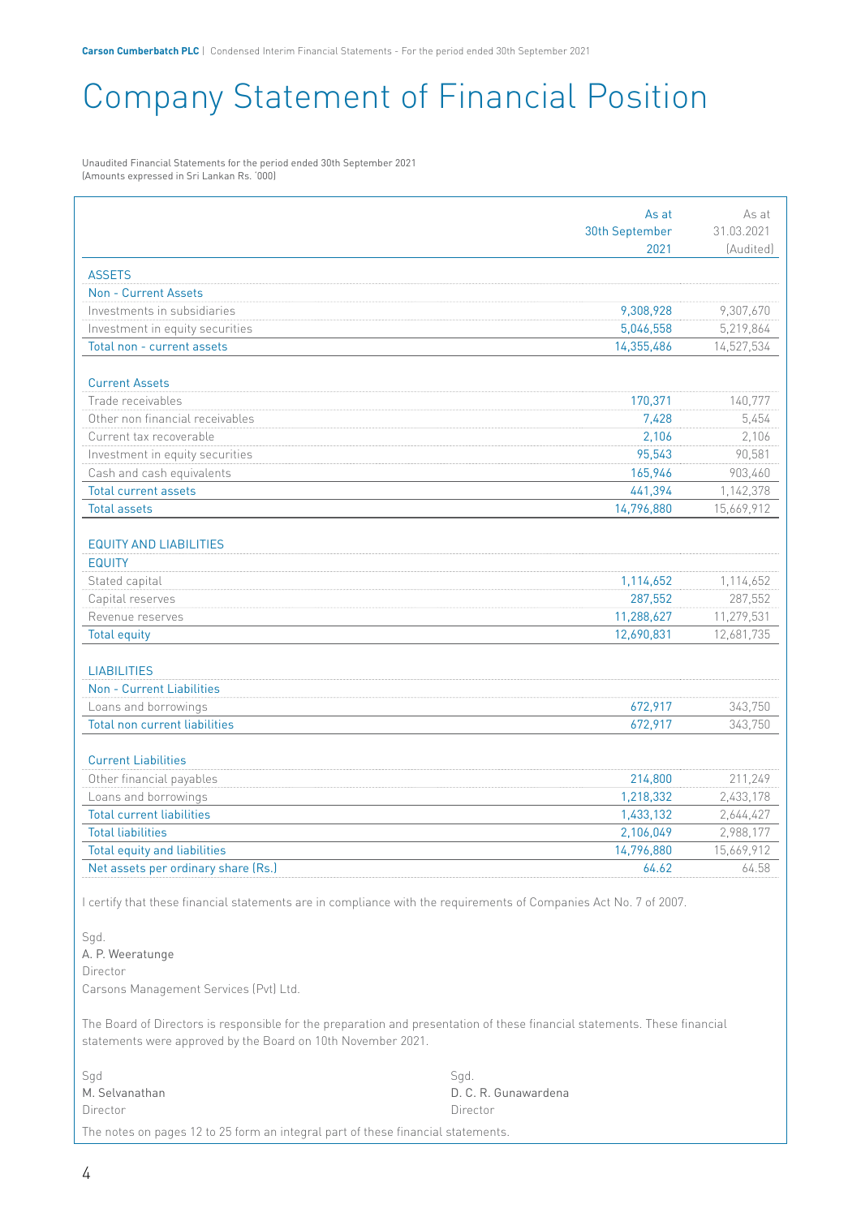# Company Statement of Financial Position

Unaudited Financial Statements for the period ended 30th September 2021
(Amounts expressed in Sri Lankan Rs. '000)

| | As at 30th September 2021 | As at 31.03.2021 (Audited) |
|---|---|---|
| **ASSETS** | | |
| **Non - Current Assets** | | |
| Investments in subsidiaries | 9,308,928 | 9,307,670 |
| Investment in equity securities | 5,046,558 | 5,219,864 |
| Total non - current assets | 14,355,486 | 14,527,534 |
| | | |
| **Current Assets** | | |
| Trade receivables | 170,371 | 140,777 |
| Other non financial receivables | 7,428 | 5,454 |
| Current tax recoverable | 2,106 | 2,106 |
| Investment in equity securities | 95,543 | 90,581 |
| Cash and cash equivalents | 165,946 | 903,460 |
| Total current assets | 441,394 | 1,142,378 |
| Total assets | 14,796,880 | 15,669,912 |
| | | |
| **EQUITY AND LIABILITIES** | | |
| **EQUITY** | | |
| Stated capital | 1,114,652 | 1,114,652 |
| Capital reserves | 287,552 | 287,552 |
| Revenue reserves | 11,288,627 | 11,279,531 |
| Total equity | 12,690,831 | 12,681,735 |
| | | |
| **LIABILITIES** | | |
| **Non - Current Liabilities** | | |
| Loans and borrowings | 672,917 | 343,750 |
| Total non current liabilities | 672,917 | 343,750 |
| | | |
| **Current Liabilities** | | |
| Other financial payables | 214,800 | 211,249 |
| Loans and borrowings | 1,218,332 | 2,433,178 |
| Total current liabilities | 1,433,132 | 2,644,427 |
| Total liabilities | 2,106,049 | 2,988,177 |
| Total equity and liabilities | 14,796,880 | 15,669,912 |
| Net assets per ordinary share (Rs.) | 64.62 | 64.58 |

I certify that these financial statements are in compliance with the requirements of Companies Act No. 7 of 2007.

Sgd.
A. P. Weeratunge
Director
Carsons Management Services (Pvt) Ltd.

The Board of Directors is responsible for the preparation and presentation of these financial statements. These financial statements were approved by the Board on 10th November 2021.

Sgd
M. Selvanathan
Director

Sgd.
D. C. R. Gunawardena
Director

The notes on pages 12 to 25 form an integral part of these financial statements.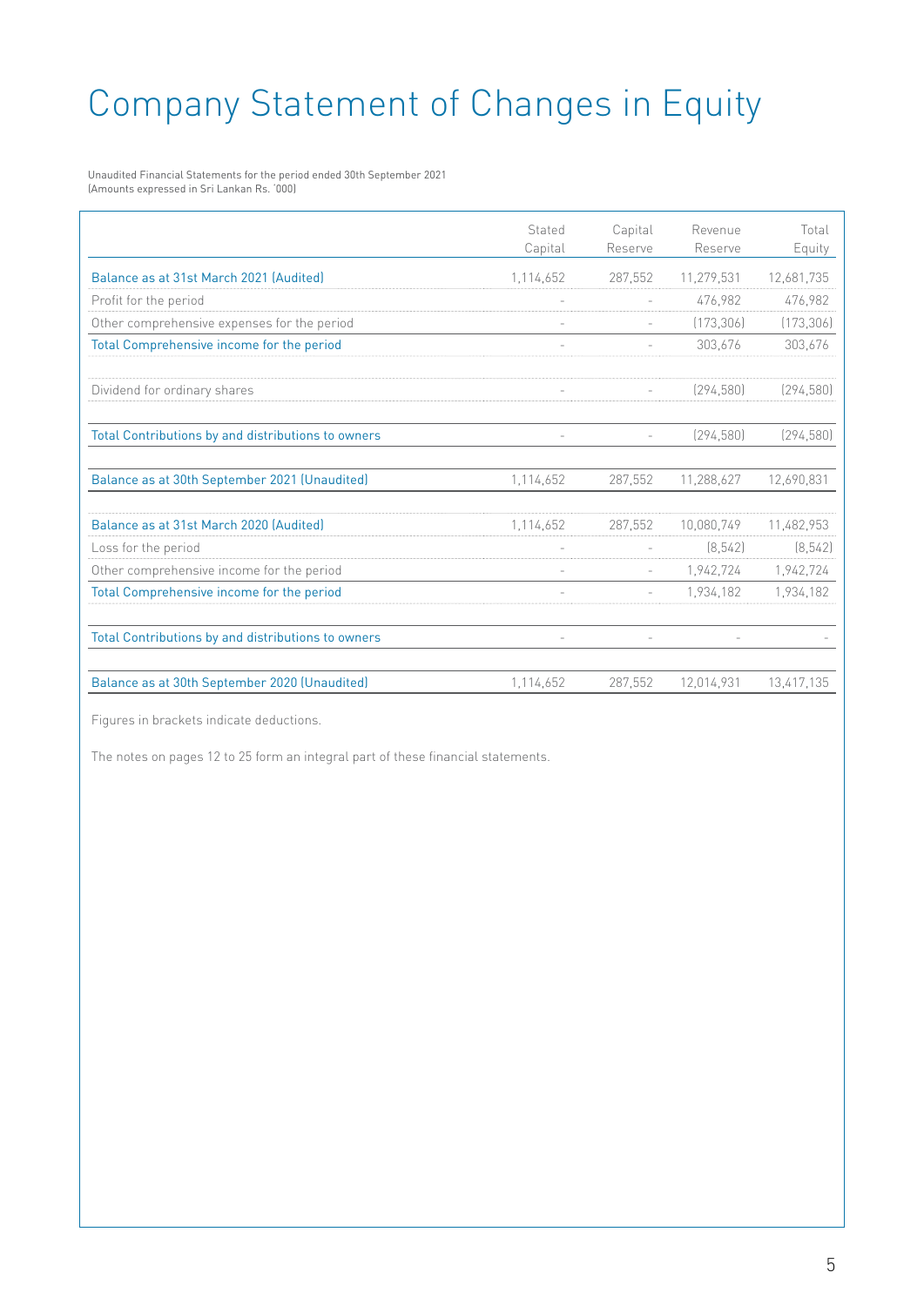# Company Statement of Changes in Equity

Unaudited Financial Statements for the period ended 30th September 2021
(Amounts expressed in Sri Lankan Rs. '000)

| | Stated Capital | Capital Reserve | Revenue Reserve | Total Equity |
|---|---|---|---|---|
| Balance as at 31st March 2021 (Audited) | 1,114,652 | 287,552 | 11,279,531 | 12,681,735 |
| Profit for the period | - | - | 476,982 | 476,982 |
| Other comprehensive expenses for the period | - | - | (173,306) | (173,306) |
| Total Comprehensive income for the period | - | - | 303,676 | 303,676 |
| Dividend for ordinary shares | - | - | (294,580) | (294,580) |
| Total Contributions by and distributions to owners | - | - | (294,580) | (294,580) |
| Balance as at 30th September 2021 (Unaudited) | 1,114,652 | 287,552 | 11,288,627 | 12,690,831 |
| Balance as at 31st March 2020 (Audited) | 1,114,652 | 287,552 | 10,080,749 | 11,482,953 |
| Loss for the period | - | - | (8,542) | (8,542) |
| Other comprehensive income for the period | - | - | 1,942,724 | 1,942,724 |
| Total Comprehensive income for the period | - | - | 1,934,182 | 1,934,182 |
| Total Contributions by and distributions to owners | - | - | - | - |
| Balance as at 30th September 2020 (Unaudited) | 1,114,652 | 287,552 | 12,014,931 | 13,417,135 |

Figures in brackets indicate deductions.

The notes on pages 12 to 25 form an integral part of these financial statements.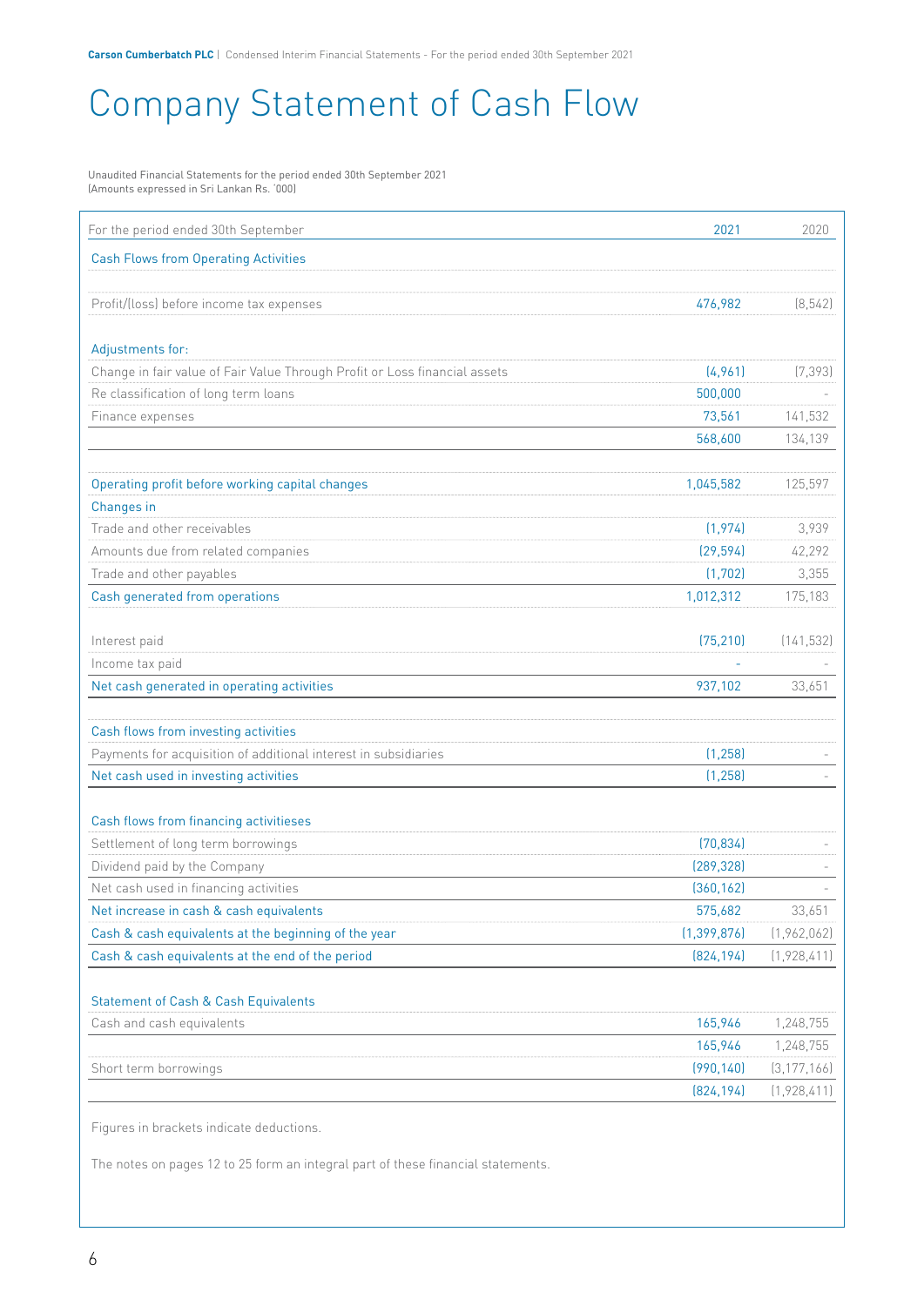# Company Statement of Cash Flow

Unaudited Financial Statements for the period ended 30th September 2021
(Amounts expressed in Sri Lankan Rs. '000)

| For the period ended 30th September | 2021 | 2020 |
|---|---|---|
| **Cash Flows from Operating Activities** | | |
| Profit/(loss) before income tax expenses | 476,982 | (8,542) |
| **Adjustments for:** | | |
| Change in fair value of Fair Value Through Profit or Loss financial assets | (4,961) | (7,393) |
| Re classification of long term loans | 500,000 | - |
| Finance expenses | 73,561 | 141,532 |
| | 568,600 | 134,139 |
| **Operating profit before working capital changes** | 1,045,582 | 125,597 |
| **Changes in** | | |
| Trade and other receivables | (1,974) | 3,939 |
| Amounts due from related companies | (29,594) | 42,292 |
| Trade and other payables | (1,702) | 3,355 |
| **Cash generated from operations** | 1,012,312 | 175,183 |
| Interest paid | (75,210) | (141,532) |
| Income tax paid | - | - |
| **Net cash generated in operating activities** | 937,102 | 33,651 |
| **Cash flows from investing activities** | | |
| Payments for acquisition of additional interest in subsidiaries | (1,258) | - |
| **Net cash used in investing activities** | (1,258) | - |
| **Cash flows from financing activitieses** | | |
| Settlement of long term borrowings | (70,834) | - |
| Dividend paid by the Company | (289,328) | - |
| Net cash used in financing activities | (360,162) | - |
| **Net increase in cash & cash equivalents** | 575,682 | 33,651 |
| **Cash & cash equivalents at the beginning of the year** | (1,399,876) | (1,962,062) |
| **Cash & cash equivalents at the end of the period** | (824,194) | (1,928,411) |
| **Statement of Cash & Cash Equivalents** | | |
| Cash and cash equivalents | 165,946 | 1,248,755 |
| | 165,946 | 1,248,755 |
| Short term borrowings | (990,140) | (3,177,166) |
| | (824,194) | (1,928,411) |

Figures in brackets indicate deductions.

The notes on pages 12 to 25 form an integral part of these financial statements.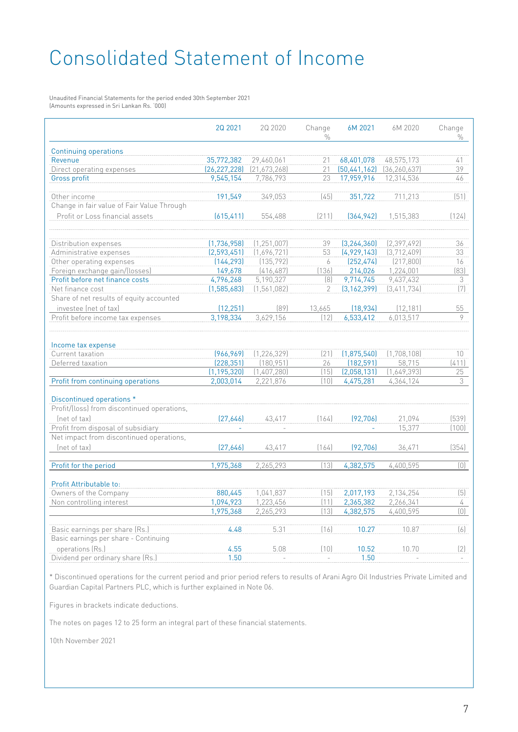# Consolidated Statement of Income

Unaudited Financial Statements for the period ended 30th September 2021
(Amounts expressed in Sri Lankan Rs. '000)

| | 2Q 2021 | 2Q 2020 | Change % | 6M 2021 | 6M 2020 | Change % |
|---|---|---|---|---|---|---|
| **Continuing operations** | | | | | | |
| Revenue | 35,772,382 | 29,460,061 | 21 | 68,401,078 | 48,575,173 | 41 |
| Direct operating expenses | (26,227,228) | (21,673,268) | 21 | (50,441,162) | (36,260,637) | 39 |
| Gross profit | 9,545,154 | 7,786,793 | 23 | 17,959,916 | 12,314,536 | 46 |
| Other income | 191,549 | 349,053 | (45) | 351,722 | 711,213 | (51) |
| Change in fair value of Fair Value Through Profit or Loss financial assets | (615,411) | 554,488 | (211) | (364,942) | 1,515,383 | (124) |
| Distribution expenses | (1,736,958) | (1,251,007) | 39 | (3,264,360) | (2,397,492) | 36 |
| Administrative expenses | (2,593,451) | (1,696,721) | 53 | (4,929,143) | (3,712,409) | 33 |
| Other operating expenses | (144,293) | (135,792) | 6 | (252,474) | (217,800) | 16 |
| Foreign exchange gain/(losses) | 149,678 | (416,487) | (136) | 214,026 | 1,224,001 | (83) |
| Profit before net finance costs | 4,796,268 | 5,190,327 | (8) | 9,714,745 | 9,437,432 | 3 |
| Net finance cost | (1,585,683) | (1,561,082) | 2 | (3,162,399) | (3,411,734) | (7) |
| Share of net results of equity accounted investee (net of tax) | (12,251) | (89) | 13,665 | (18,934) | (12,181) | 55 |
| Profit before income tax expenses | 3,198,334 | 3,629,156 | (12) | 6,533,412 | 6,013,517 | 9 |
| **Income tax expense** | | | | | | |
| Current taxation | (966,969) | (1,226,329) | (21) | (1,875,540) | (1,708,108) | 10 |
| Deferred taxation | (228,351) | (180,951) | 26 | (182,591) | 58,715 | (411) |
| | (1,195,320) | (1,407,280) | (15) | (2,058,131) | (1,649,393) | 25 |
| Profit from continuing operations | 2,003,014 | 2,221,876 | (10) | 4,475,281 | 4,364,124 | 3 |
| **Discontinued operations *** | | | | | | |
| Profit/(loss) from discontinued operations, (net of tax) | (27,646) | 43,417 | (164) | (92,706) | 21,094 | (539) |
| Profit from disposal of subsidiary | - | - | | - | 15,377 | (100) |
| Net impact from discontinued operations, (net of tax) | (27,646) | 43,417 | (164) | (92,706) | 36,471 | (354) |
| Profit for the period | 1,975,368 | 2,265,293 | (13) | 4,382,575 | 4,400,595 | (0) |
| **Profit Attributable to:** | | | | | | |
| Owners of the Company | 880,445 | 1,041,837 | (15) | 2,017,193 | 2,134,254 | (5) |
| Non controlling interest | 1,094,923 | 1,223,456 | (11) | 2,365,382 | 2,266,341 | 4 |
| | 1,975,368 | 2,265,293 | (13) | 4,382,575 | 4,400,595 | (0) |
| Basic earnings per share (Rs.) | 4.48 | 5.31 | (16) | 10.27 | 10.87 | (6) |
| Basic earnings per share - Continuing operations (Rs.) | 4.55 | 5.08 | (10) | 10.52 | 10.70 | (2) |
| Dividend per ordinary share (Rs.) | 1.50 | - | - | 1.50 | - | - |

* Discontinued operations for the current period and prior period refers to results of Arani Agro Oil Industries Private Limited and Guardian Capital Partners PLC, which is further explained in Note 06.

Figures in brackets indicate deductions.

The notes on pages 12 to 25 form an integral part of these financial statements.

10th November 2021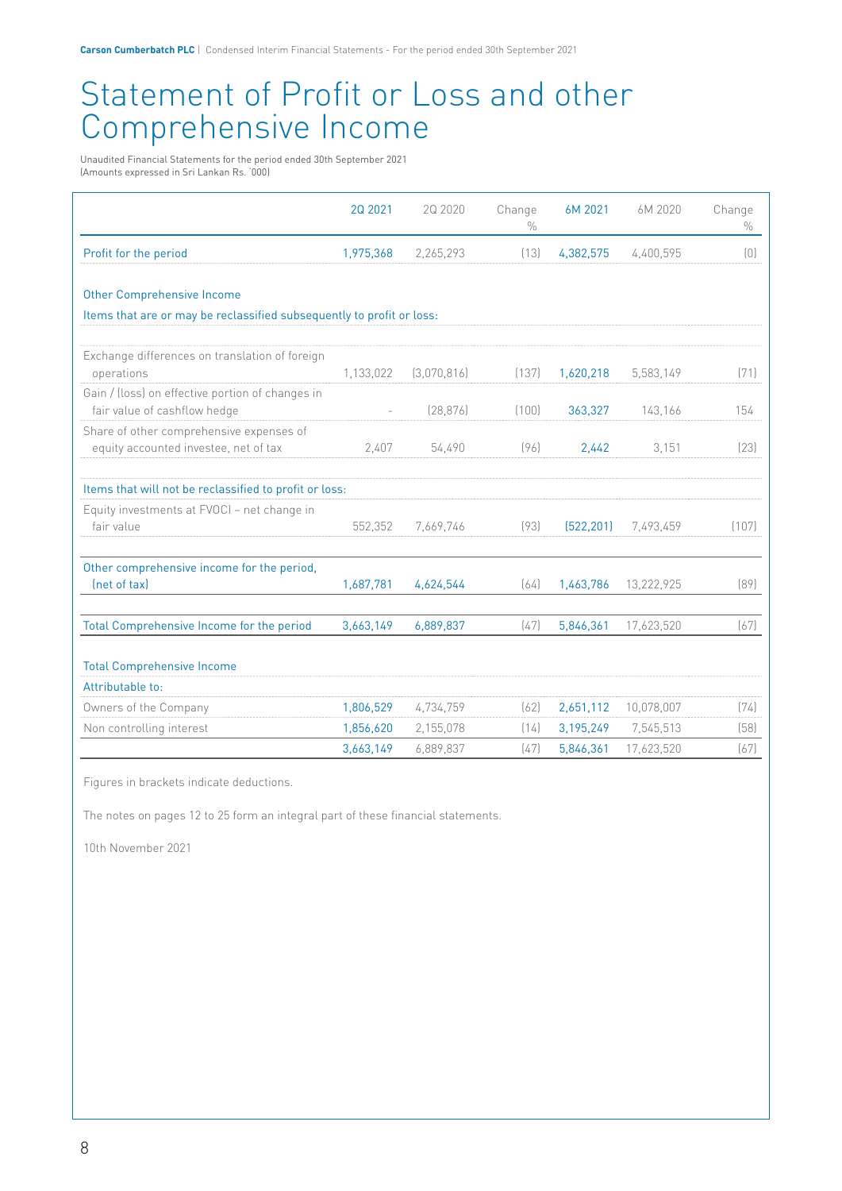# Statement of Profit or Loss and other Comprehensive Income

Unaudited Financial Statements for the period ended 30th September 2021
(Amounts expressed in Sri Lankan Rs. '000)

| | 2Q 2021 | 2Q 2020 | Change % | 6M 2021 | 6M 2020 | Change % |
|---|---|---|---|---|---|---|
| Profit for the period | 1,975,368 | 2,265,293 | (13) | 4,382,575 | 4,400,595 | (0) |
| **Other Comprehensive Income** | | | | | | |
| Items that are or may be reclassified subsequently to profit or loss: | | | | | | |
| Exchange differences on translation of foreign operations | 1,133,022 | (3,070,816) | (137) | 1,620,218 | 5,583,149 | (71) |
| Gain / (loss) on effective portion of changes in fair value of cashflow hedge | - | (28,876) | (100) | 363,327 | 143,166 | 154 |
| Share of other comprehensive expenses of equity accounted investee, net of tax | 2,407 | 54,490 | (96) | 2,442 | 3,151 | (23) |
| Items that will not be reclassified to profit or loss: | | | | | | |
| Equity investments at FVOCI – net change in fair value | 552,352 | 7,669,746 | (93) | (522,201) | 7,493,459 | (107) |
| Other comprehensive income for the period, (net of tax) | 1,687,781 | 4,624,544 | (64) | 1,463,786 | 13,222,925 | (89) |
| Total Comprehensive Income for the period | 3,663,149 | 6,889,837 | (47) | 5,846,361 | 17,623,520 | (67) |
| **Total Comprehensive Income** | | | | | | |
| Attributable to: | | | | | | |
| Owners of the Company | 1,806,529 | 4,734,759 | (62) | 2,651,112 | 10,078,007 | (74) |
| Non controlling interest | 1,856,620 | 2,155,078 | (14) | 3,195,249 | 7,545,513 | (58) |
| | 3,663,149 | 6,889,837 | (47) | 5,846,361 | 17,623,520 | (67) |

Figures in brackets indicate deductions.

The notes on pages 12 to 25 form an integral part of these financial statements.

10th November 2021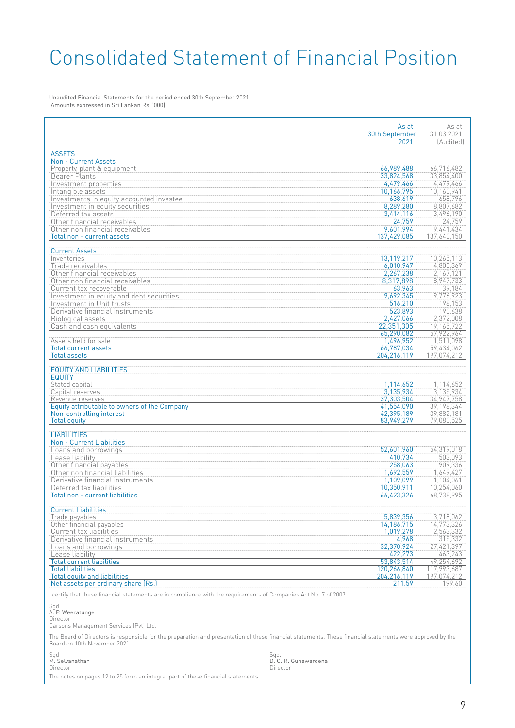# Consolidated Statement of Financial Position

Unaudited Financial Statements for the period ended 30th September 2021
(Amounts expressed in Sri Lankan Rs. '000)

| | As at 30th September 2021 | As at 31.03.2021 (Audited) |
|---|---|---|
| **ASSETS** | | |
| **Non - Current Assets** | | |
| Property, plant & equipment | 66,989,488 | 66,716,482 |
| Bearer Plants | 33,824,568 | 33,854,400 |
| Investment properties | 4,479,466 | 4,479,466 |
| Intangible assets | 10,166,795 | 10,160,941 |
| Investments in equity accounted investee | 638,619 | 658,796 |
| Investment in equity securities | 8,289,280 | 8,807,682 |
| Deferred tax assets | 3,414,116 | 3,496,190 |
| Other financial receivables | 24,759 | 24,759 |
| Other non financial receivables | 9,601,994 | 9,441,434 |
| Total non - current assets | 137,429,085 | 137,640,150 |
| **Current Assets** | | |
| Inventories | 13,119,217 | 10,265,113 |
| Trade receivables | 6,010,947 | 4,800,369 |
| Other financial receivables | 2,267,238 | 2,167,121 |
| Other non financial receivables | 8,317,898 | 8,947,733 |
| Current tax recoverable | 63,963 | 39,184 |
| Investment in equity and debt securities | 9,692,345 | 9,776,923 |
| Investment in Unit trusts | 516,210 | 198,153 |
| Derivative financial instruments | 523,893 | 190,638 |
| Biological assets | 2,427,066 | 2,372,008 |
| Cash and cash equivalents | 22,351,305 | 19,165,722 |
| | 65,290,082 | 57,922,964 |
| Assets held for sale | 1,496,952 | 1,511,098 |
| Total current assets | 66,787,034 | 59,434,062 |
| Total assets | 204,216,119 | 197,074,212 |
| **EQUITY AND LIABILITIES** | | |
| **EQUITY** | | |
| Stated capital | 1,114,652 | 1,114,652 |
| Capital reserves | 3,135,934 | 3,135,934 |
| Revenue reserves | 37,303,504 | 34,947,758 |
| Equity attributable to owners of the Company | 41,554,090 | 39,198,344 |
| Non-controlling interest | 42,395,189 | 39,882,181 |
| Total equity | 83,949,279 | 79,080,525 |
| **LIABILITIES** | | |
| **Non - Current Liabilities** | | |
| Loans and borrowings | 52,601,960 | 54,319,018 |
| Lease liability | 410,734 | 503,093 |
| Other financial payables | 258,063 | 909,336 |
| Other non financial liabilities | 1,692,559 | 1,649,427 |
| Derivative financial instruments | 1,109,099 | 1,104,061 |
| Deferred tax liabilities | 10,350,911 | 10,254,060 |
| Total non - current liabilities | 66,423,326 | 68,738,995 |
| **Current Liabilities** | | |
| Trade payables | 5,839,356 | 3,718,062 |
| Other financial payables | 14,186,715 | 14,773,326 |
| Current tax liabilities | 1,019,278 | 2,563,332 |
| Derivative financial instruments | 4,968 | 315,332 |
| Loans and borrowings | 32,370,924 | 27,421,397 |
| Lease liability | 422,273 | 463,243 |
| Total current liabilities | 53,843,514 | 49,254,692 |
| Total liabilities | 120,266,840 | 117,993,687 |
| Total equity and liabilities | 204,216,119 | 197,074,212 |
| Net assets per ordinary share (Rs.) | 211.59 | 199.60 |

I certify that these financial statements are in compliance with the requirements of Companies Act No. 7 of 2007.

Sgd.
A. P. Weeratunge
Director
Carsons Management Services (Pvt) Ltd.

The Board of Directors is responsible for the preparation and presentation of these financial statements. These financial statements were approved by the Board on 10th November 2021.

Sgd
M. Selvanathan
Director

Sgd.
D. C. R. Gunawardena
Director

The notes on pages 12 to 25 form an integral part of these financial statements.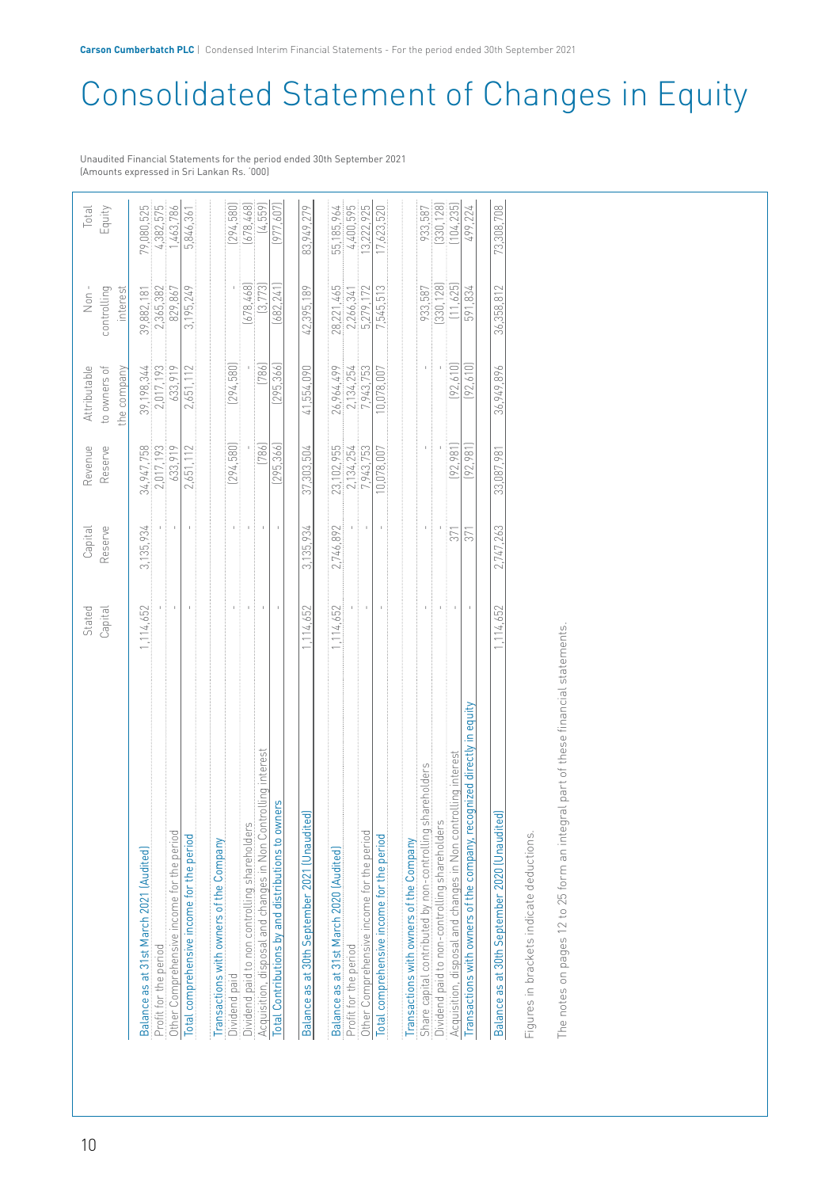# Consolidated Statement of Changes in Equity

Unaudited Financial Statements for the period ended 30th September 2021
(Amounts expressed in Sri Lankan Rs. '000)

| | Stated Capital | Capital Reserve | Revenue Reserve | Attributable to owners of the company | Non - controlling interest | Total Equity |
|---|---|---|---|---|---|---|
| Balance as at 31st March 2021 (Audited) | 1,114,652 | 3,135,934 | 34,947,758 | 39,198,344 | 39,882,181 | 79,080,525 |
| Profit for the period | - | - | 2,017,193 | 2,017,193 | 2,365,382 | 4,382,575 |
| Other Comprehensive income for the period | - | - | 633,919 | 633,919 | 829,867 | 1,463,786 |
| Total comprehensive income for the period | - | - | 2,651,112 | 2,651,112 | 3,195,249 | 5,846,361 |
| Transactions with owners of the Company | | | | | | |
| Dividend paid | - | - | (294,580) | (294,580) | - | (294,580) |
| Dividend paid to non controlling shareholders | - | - | - | - | (678,468) | (678,468) |
| Acquisition, disposal and changes in Non Controlling interest | - | - | (786) | (786) | (3,773) | (4,559) |
| Total Contributions by and distributions to owners | - | - | (295,366) | (295,366) | (682,241) | (977,607) |
| Balance as at 30th September 2021 (Unaudited) | 1,114,652 | 3,135,934 | 37,303,504 | 41,554,090 | 42,395,189 | 83,949,279 |
| Balance as at 31st March 2020 (Audited) | 1,114,652 | 2,746,892 | 23,102,955 | 26,964,499 | 28,221,465 | 55,185,964 |
| Profit for the period | - | - | 2,134,254 | 2,134,254 | 2,266,341 | 4,400,595 |
| Other Comprehensive income for the period | - | - | 7,943,753 | 7,943,753 | 5,279,172 | 13,222,925 |
| Total comprehensive income for the period | - | - | 10,078,007 | 10,078,007 | 7,545,513 | 17,623,520 |
| Transactions with owners of the Company | | | | | | |
| Share capital contributed by non-controlling shareholders | - | - | - | - | 933,587 | 933,587 |
| Dividend paid to non-controlling shareholders | - | - | - | - | (330,128) | (330,128) |
| Acquisiton, disposal and changes in Non controlling interest | - | 371 | (92,981) | (92,610) | (11,625) | (104,235) |
| Transactions with owners of the company, recognized directly in equity | - | 371 | (92,981) | (92,610) | 591,834 | 499,224 |
| Balance as at 30th September 2020 (Unaudited) | 1,114,652 | 2,747,263 | 33,087,981 | 36,949,896 | 36,358,812 | 73,308,708 |

Figures in brackets indicate deductions.

The notes on pages 12 to 25 form an integral part of these financial statements.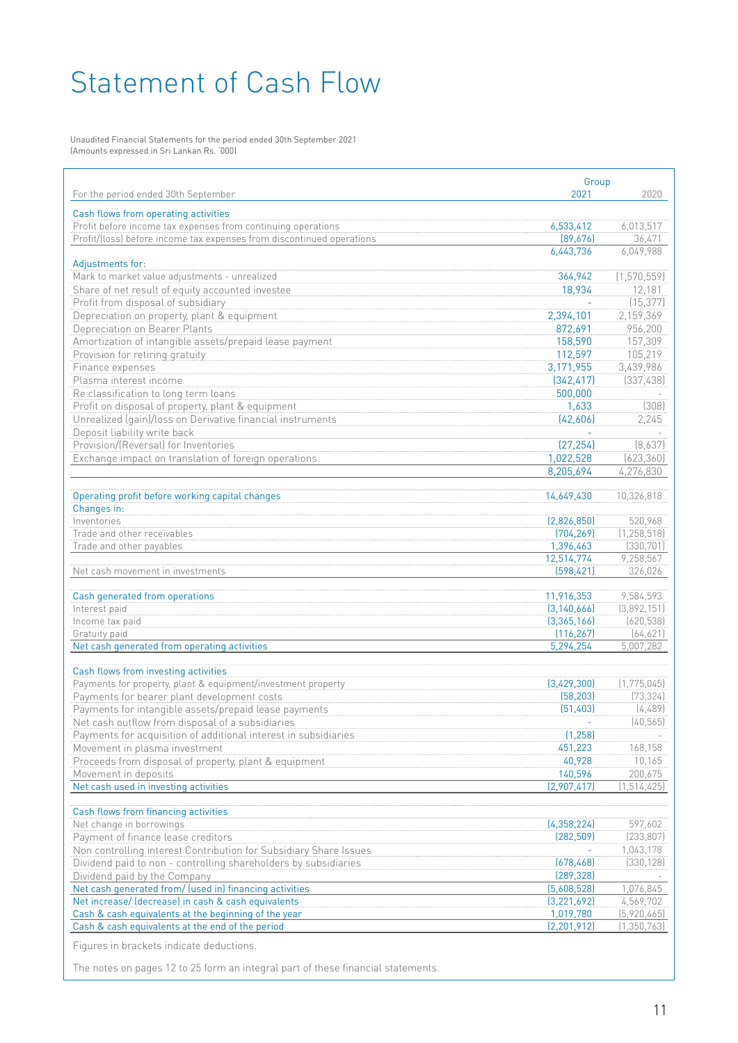# Statement of Cash Flow

Unaudited Financial Statements for the period ended 30th September 2021
(Amounts expressed in Sri Lankan Rs. '000)

| For the period ended 30th September | Group | |
|---|---|---|
| | 2021 | 2020 |
| **Cash flows from operating activities** | | |
| Profit before income tax expenses from continuing operations | 6,533,412 | 6,013,517 |
| Profit/(loss) before income tax expenses from discontinued operations | (89,676) | 36,471 |
| | 6,443,736 | 6,049,988 |
| Adjustments for: | | |
| Mark to market value adjustments - unrealized | 364,942 | (1,570,559) |
| Share of net result of equity accounted investee | 18,934 | 12,181 |
| Profit from disposal of subsidiary | - | (15,377) |
| Depreciation on property, plant & equipment | 2,394,101 | 2,159,369 |
| Depreciation on Bearer Plants | 872,691 | 956,200 |
| Amortization of intangible assets/prepaid lease payment | 158,590 | 157,309 |
| Provision for retiring gratuity | 112,597 | 105,219 |
| Finance expenses | 3,171,955 | 3,439,986 |
| Plasma interest income | (342,417) | (337,438) |
| Re classification to long term loans | 500,000 | - |
| Profit on disposal of property, plant & equipment | 1,633 | (308) |
| Unrealized (gain)/loss on Derivative financial instruments | (42,606) | 2,245 |
| Deposit liability write back | - | - |
| Provision/(Reversal) for Inventories | (27,254) | (8,637) |
| Exchange impact on translation of foreign operations | 1,022,528 | (623,360) |
| | 8,205,694 | 4,276,830 |
| **Operating profit before working capital changes** | 14,649,430 | 10,326,818 |
| Changes in: | | |
| Inventories | (2,826,850) | 520,968 |
| Trade and other receivables | (704,269) | (1,258,518) |
| Trade and other payables | 1,396,463 | (330,701) |
| | 12,514,774 | 9,258,567 |
| Net cash movement in investments | (598,421) | 326,026 |
| **Cash generated from operations** | 11,916,353 | 9,584,593 |
| Interest paid | (3,140,666) | (3,892,151) |
| Income tax paid | (3,365,166) | (620,538) |
| Gratuity paid | (116,267) | (64,621) |
| **Net cash generated from operating activities** | 5,294,254 | 5,007,282 |
| **Cash flows from investing activities** | | |
| Payments for property, plant & equipment/investment property | (3,429,300) | (1,775,045) |
| Payments for bearer plant development costs | (58,203) | (73,324) |
| Payments for intangible assets/prepaid lease payments | (51,403) | (4,489) |
| Net cash outflow from disposal of a subsidiaries | - | (40,565) |
| Payments for acquisition of additional interest in subsidiaries | (1,258) | - |
| Movement in plasma investment | 451,223 | 168,158 |
| Proceeds from disposal of property, plant & equipment | 40,928 | 10,165 |
| Movement in deposits | 140,596 | 200,675 |
| **Net cash used in investing activities** | (2,907,417) | (1,514,425) |
| **Cash flows from financing activities** | | |
| Net change in borrowings | (4,358,224) | 597,602 |
| Payment of finance lease creditors | (282,509) | (233,807) |
| Non controlling interest Contribution for Subsidiary Share Issues | - | 1,043,178 |
| Dividend paid to non - controlling shareholders by subsidiaries | (678,468) | (330,128) |
| Dividend paid by the Company | (289,328) | - |
| **Net cash generated from/ (used in) financing activities** | (5,608,528) | 1,076,845 |
| **Net increase/ (decrease) in cash & cash equivalents** | (3,221,692) | 4,569,702 |
| **Cash & cash equivalents at the beginning of the year** | 1,019,780 | (5,920,465) |
| **Cash & cash equivalents at the end of the period** | (2,201,912) | (1,350,763) |

Figures in brackets indicate deductions.

The notes on pages 12 to 25 form an integral part of these financial statements.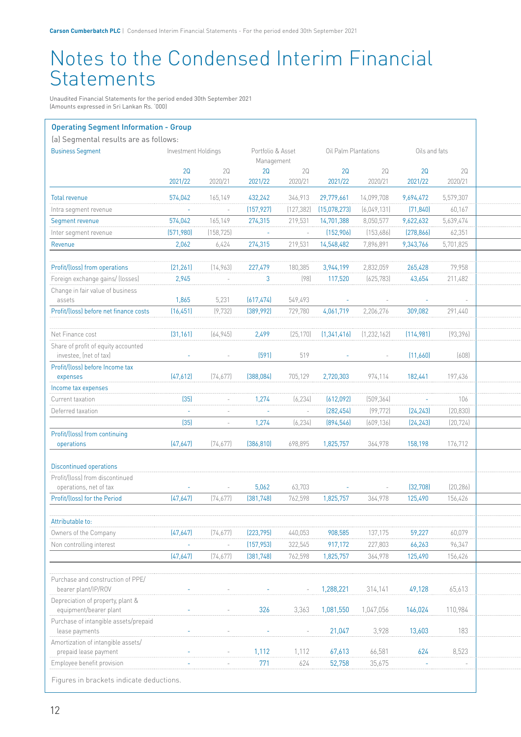# Notes to the Condensed Interim Financial Statements

Unaudited Financial Statements for the period ended 30th September 2021
(Amounts expressed in Sri Lankan Rs. '000)

## Operating Segment Information - Group

(a) Segmental results are as follows:

| Business Segment | Investment Holdings | | Portfolio & Asset Management | | Oil Palm Plantations | | Oils and fats | |
|---|---|---|---|---|---|---|---|---|
| | 2Q 2021/22 | 2Q 2020/21 | 2Q 2021/22 | 2Q 2020/21 | 2Q 2021/22 | 2Q 2020/21 | 2Q 2021/22 | 2Q 2020/21 |
| Total revenue | 574,042 | 165,149 | 432,242 | 346,913 | 29,779,661 | 14,099,708 | 9,694,472 | 5,579,307 |
| Intra segment revenue | - | - | (157,927) | (127,382) | (15,078,273) | (6,049,131) | (71,840) | 60,167 |
| Segment revenue | 574,042 | 165,149 | 274,315 | 219,531 | 14,701,388 | 8,050,577 | 9,622,632 | 5,639,474 |
| Inter segment revenue | (571,980) | (158,725) | - | - | (152,906) | (153,686) | (278,866) | 62,351 |
| Revenue | 2,062 | 6,424 | 274,315 | 219,531 | 14,548,482 | 7,896,891 | 9,343,766 | 5,701,825 |
| | | | | | | | | |
| Profit/(loss) from operations | (21,261) | (14,963) | 227,479 | 180,385 | 3,944,199 | 2,832,059 | 265,428 | 79,958 |
| Foreign exchange gains/ (losses) | 2,945 | - | 3 | (98) | 117,520 | (625,783) | 43,654 | 211,482 |
| Change in fair value of business assets | 1,865 | 5,231 | (617,474) | 549,493 | - | - | - | - |
| Profit/(loss) before net finance costs | (16,451) | (9,732) | (389,992) | 729,780 | 4,061,719 | 2,206,276 | 309,082 | 291,440 |
| | | | | | | | | |
| Net Finance cost | (31,161) | (64,945) | 2,499 | (25,170) | (1,341,416) | (1,232,162) | (114,981) | (93,396) |
| Share of profit of equity accounted investee, (net of tax) | - | - | (591) | 519 | - | - | (11,660) | (608) |
| Profit/(loss) before Income tax expenses | (47,612) | (74,677) | (388,084) | 705,129 | 2,720,303 | 974,114 | 182,441 | 197,436 |
| Income tax expenses | | | | | | | | |
| Current taxation | (35) | - | 1,274 | (6,234) | (612,092) | (509,364) | - | 106 |
| Deferred taxation | - | - | - | - | (282,454) | (99,772) | (24,243) | (20,830) |
| | (35) | - | 1,274 | (6,234) | (894,546) | (609,136) | (24,243) | (20,724) |
| Profit/(loss) from continuing operations | (47,647) | (74,677) | (386,810) | 698,895 | 1,825,757 | 364,978 | 158,198 | 176,712 |
| | | | | | | | | |
| Discontinued operations | | | | | | | | |
| Profit/(loss) from discontinued operations, net of tax | - | - | 5,062 | 63,703 | - | - | (32,708) | (20,286) |
| Profit/(loss) for the Period | (47,647) | (74,677) | (381,748) | 762,598 | 1,825,757 | 364,978 | 125,490 | 156,426 |
| | | | | | | | | |
| Attributable to: | | | | | | | | |
| Owners of the Company | (47,647) | (74,677) | (223,795) | 440,053 | 908,585 | 137,175 | 59,227 | 60,079 |
| Non controlling interest | - | - | (157,953) | 322,545 | 917,172 | 227,803 | 66,263 | 96,347 |
| | (47,647) | (74,677) | (381,748) | 762,598 | 1,825,757 | 364,978 | 125,490 | 156,426 |
| | | | | | | | | |
| Purchase and construction of PPE/ bearer plant/IP/ROV | - | - | - | - | 1,288,221 | 314,141 | 49,128 | 65,613 |
| Depreciation of property, plant & equipment/bearer plant | - | - | 326 | 3,363 | 1,081,550 | 1,047,056 | 146,024 | 110,984 |
| Purchase of intangible assets/prepaid lease payments | - | - | - | - | 21,047 | 3,928 | 13,603 | 183 |
| Amortization of intangible assets/ prepaid lease payment | - | - | 1,112 | 1,112 | 67,613 | 66,581 | 624 | 8,523 |
| Employee benefit provision | - | - | 771 | 624 | 52,758 | 35,675 | - | - |

Figures in brackets indicate deductions.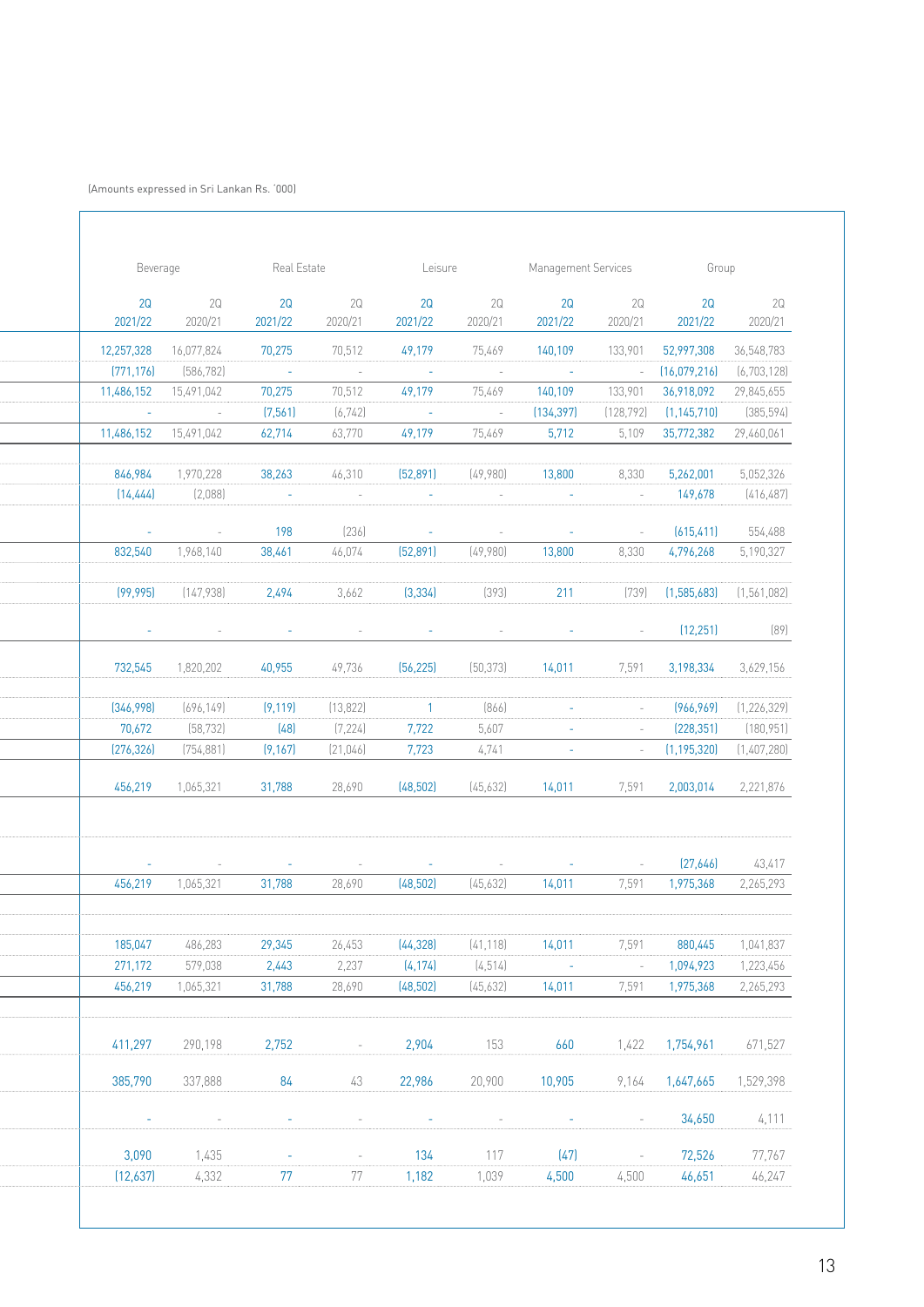(Amounts expressed in Sri Lankan Rs. '000)

| Beverage | | Real Estate | | Leisure | | Management Services | | Group | |
|---|---|---|---|---|---|---|---|---|---|
| 2Q 2021/22 | 2Q 2020/21 | 2Q 2021/22 | 2Q 2020/21 | 2Q 2021/22 | 2Q 2020/21 | 2Q 2021/22 | 2Q 2020/21 | 2Q 2021/22 | 2Q 2020/21 |
| 12,257,328 | 16,077,824 | 70,275 | 70,512 | 49,179 | 75,469 | 140,109 | 133,901 | 52,997,308 | 36,548,783 |
| (771,176) | (586,782) | - | - | - | - | - | - | (16,079,216) | (6,703,128) |
| 11,486,152 | 15,491,042 | 70,275 | 70,512 | 49,179 | 75,469 | 140,109 | 133,901 | 36,918,092 | 29,845,655 |
| - | - | (7,561) | (6,742) | - | - | (134,397) | (128,792) | (1,145,710) | (385,594) |
| 11,486,152 | 15,491,042 | 62,714 | 63,770 | 49,179 | 75,469 | 5,712 | 5,109 | 35,772,382 | 29,460,061 |
| 846,984 | 1,970,228 | 38,263 | 46,310 | (52,891) | (49,980) | 13,800 | 8,330 | 5,262,001 | 5,052,326 |
| (14,444) | (2,088) | - | - | - | - | - | - | 149,678 | (416,487) |
| - | - | 198 | (236) | - | - | - | - | (615,411) | 554,488 |
| 832,540 | 1,968,140 | 38,461 | 46,074 | (52,891) | (49,980) | 13,800 | 8,330 | 4,796,268 | 5,190,327 |
| (99,995) | (147,938) | 2,494 | 3,662 | (3,334) | (393) | 211 | (739) | (1,585,683) | (1,561,082) |
| - | - | - | - | - | - | - | - | (12,251) | (89) |
| 732,545 | 1,820,202 | 40,955 | 49,736 | (56,225) | (50,373) | 14,011 | 7,591 | 3,198,334 | 3,629,156 |
| (346,998) | (696,149) | (9,119) | (13,822) | 1 | (866) | - | - | (966,969) | (1,226,329) |
| 70,672 | (58,732) | (48) | (7,224) | 7,722 | 5,607 | - | - | (228,351) | (180,951) |
| (276,326) | (754,881) | (9,167) | (21,046) | 7,723 | 4,741 | - | - | (1,195,320) | (1,407,280) |
| 456,219 | 1,065,321 | 31,788 | 28,690 | (48,502) | (45,632) | 14,011 | 7,591 | 2,003,014 | 2,221,876 |
| - | - | - | - | - | - | - | - | (27,646) | 43,417 |
| 456,219 | 1,065,321 | 31,788 | 28,690 | (48,502) | (45,632) | 14,011 | 7,591 | 1,975,368 | 2,265,293 |
| 185,047 | 486,283 | 29,345 | 26,453 | (44,328) | (41,118) | 14,011 | 7,591 | 880,445 | 1,041,837 |
| 271,172 | 579,038 | 2,443 | 2,237 | (4,174) | (4,514) | - | - | 1,094,923 | 1,223,456 |
| 456,219 | 1,065,321 | 31,788 | 28,690 | (48,502) | (45,632) | 14,011 | 7,591 | 1,975,368 | 2,265,293 |
| 411,297 | 290,198 | 2,752 | - | 2,904 | 153 | 660 | 1,422 | 1,754,961 | 671,527 |
| 385,790 | 337,888 | 84 | 43 | 22,986 | 20,900 | 10,905 | 9,164 | 1,647,665 | 1,529,398 |
| - | - | - | - | - | - | - | - | 34,650 | 4,111 |
| 3,090 | 1,435 | - | - | 134 | 117 | (47) | - | 72,526 | 77,767 |
| (12,637) | 4,332 | 77 | 77 | 1,182 | 1,039 | 4,500 | 4,500 | 46,651 | 46,247 |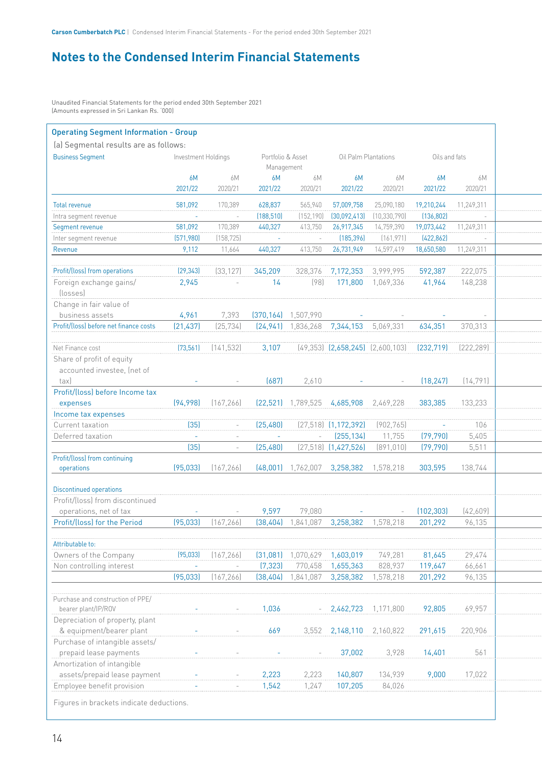# Notes to the Condensed Interim Financial Statements

Unaudited Financial Statements for the period ended 30th September 2021
(Amounts expressed in Sri Lankan Rs. '000)

## Operating Segment Information - Group

(a) Segmental results are as follows:

| Business Segment | Investment Holdings | | Portfolio & Asset Management | | Oil Palm Plantations | | Oils and fats | |
|---|---|---|---|---|---|---|---|---|
| | 6M 2021/22 | 6M 2020/21 | 6M 2021/22 | 6M 2020/21 | 6M 2021/22 | 6M 2020/21 | 6M 2021/22 | 6M 2020/21 |
| Total revenue | 581,092 | 170,389 | 628,837 | 565,940 | 57,009,758 | 25,090,180 | 19,210,244 | 11,249,311 |
| Intra segment revenue | - | - | (188,510) | (152,190) | (30,092,413) | (10,330,790) | (136,802) | - |
| Segment revenue | 581,092 | 170,389 | 440,327 | 413,750 | 26,917,345 | 14,759,390 | 19,073,442 | 11,249,311 |
| Inter segment revenue | (571,980) | (158,725) | - | - | (185,396) | (161,971) | (422,862) | - |
| Revenue | 9,112 | 11,664 | 440,327 | 413,750 | 26,731,949 | 14,597,419 | 18,650,580 | 11,249,311 |
| Profit/(loss) from operations | (29,343) | (33,127) | 345,209 | 328,376 | 7,172,353 | 3,999,995 | 592,387 | 222,075 |
| Foreign exchange gains/ (losses) | 2,945 | - | 14 | (98) | 171,800 | 1,069,336 | 41,964 | 148,238 |
| Change in fair value of business assets | 4,961 | 7,393 | (370,164) | 1,507,990 | - | - | - | - |
| Profit/(loss) before net finance costs | (21,437) | (25,734) | (24,941) | 1,836,268 | 7,344,153 | 5,069,331 | 634,351 | 370,313 |
| Net Finance cost | (73,561) | (141,532) | 3,107 | (49,353) | (2,658,245) | (2,600,103) | (232,719) | (222,289) |
| Share of profit of equity accounted investee, (net of tax) | - | - | (687) | 2,610 | - | - | (18,247) | (14,791) |
| Profit/(loss) before Income tax expenses | (94,998) | (167,266) | (22,521) | 1,789,525 | 4,685,908 | 2,469,228 | 383,385 | 133,233 |
| Income tax expenses | | | | | | | | |
| Current taxation | (35) | - | (25,480) | (27,518) | (1,172,392) | (902,765) | - | 106 |
| Deferred taxation | - | - | - | - | (255,134) | 11,755 | (79,790) | 5,405 |
| | (35) | - | (25,480) | (27,518) | (1,427,526) | (891,010) | (79,790) | 5,511 |
| Profit/(loss) from continuing operations | (95,033) | (167,266) | (48,001) | 1,762,007 | 3,258,382 | 1,578,218 | 303,595 | 138,744 |
| Discontinued operations | | | | | | | | |
| Profit/(loss) from discontinued operations, net of tax | - | - | 9,597 | 79,080 | - | - | (102,303) | (42,609) |
| Profit/(loss) for the Period | (95,033) | (167,266) | (38,404) | 1,841,087 | 3,258,382 | 1,578,218 | 201,292 | 96,135 |
| Attributable to: | | | | | | | | |
| Owners of the Company | (95,033) | (167,266) | (31,081) | 1,070,629 | 1,603,019 | 749,281 | 81,645 | 29,474 |
| Non controlling interest | - | - | (7,323) | 770,458 | 1,655,363 | 828,937 | 119,647 | 66,661 |
| | (95,033) | (167,266) | (38,404) | 1,841,087 | 3,258,382 | 1,578,218 | 201,292 | 96,135 |
| Purchase and construction of PPE/ bearer plant/IP/ROV | - | - | 1,036 | - | 2,462,723 | 1,171,800 | 92,805 | 69,957 |
| Depreciation of property, plant & equipment/bearer plant | - | - | 669 | 3,552 | 2,148,110 | 2,160,822 | 291,615 | 220,906 |
| Purchase of intangible assets/ prepaid lease payments | - | - | - | - | 37,002 | 3,928 | 14,401 | 561 |
| Amortization of intangible assets/prepaid lease payment | - | - | 2,223 | 2,223 | 140,807 | 134,939 | 9,000 | 17,022 |
| Employee benefit provision | - | - | 1,542 | 1,247 | 107,205 | 84,026 | | |

Figures in brackets indicate deductions.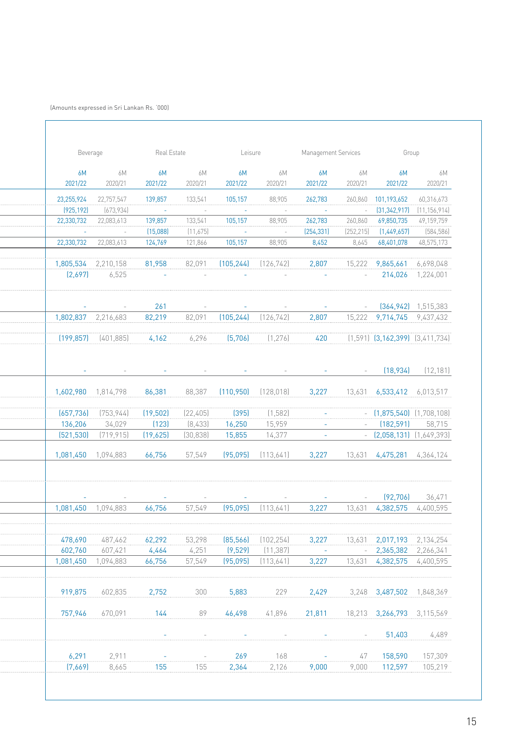(Amounts expressed in Sri Lankan Rs. '000)

| Beverage | | Real Estate | | Leisure | | Management Services | | Group | |
|---|---|---|---|---|---|---|---|---|---|
| 6M 2021/22 | 6M 2020/21 | 6M 2021/22 | 6M 2020/21 | 6M 2021/22 | 6M 2020/21 | 6M 2021/22 | 6M 2020/21 | 6M 2021/22 | 6M 2020/21 |
| 23,255,924 | 22,757,547 | 139,857 | 133,541 | 105,157 | 88,905 | 262,783 | 260,860 | 101,193,652 | 60,316,673 |
| (925,192) | (673,934) | - | - | - | - | - | - | (31,342,917) | (11,156,914) |
| 22,330,732 | 22,083,613 | 139,857 | 133,541 | 105,157 | 88,905 | 262,783 | 260,860 | 69,850,735 | 49,159,759 |
| - | - | (15,088) | (11,675) | - | - | (254,331) | (252,215) | (1,449,657) | (584,586) |
| 22,330,732 | 22,083,613 | 124,769 | 121,866 | 105,157 | 88,905 | 8,452 | 8,645 | 68,401,078 | 48,575,173 |
| 1,805,534 | 2,210,158 | 81,958 | 82,091 | (105,244) | (126,742) | 2,807 | 15,222 | 9,865,661 | 6,698,048 |
| (2,697) | 6,525 | - | - | - | - | - | - | 214,026 | 1,224,001 |
| - | - | 261 | - | - | - | - | - | (364,942) | 1,515,383 |
| 1,802,837 | 2,216,683 | 82,219 | 82,091 | (105,244) | (126,742) | 2,807 | 15,222 | 9,714,745 | 9,437,432 |
| (199,857) | (401,885) | 4,162 | 6,296 | (5,706) | (1,276) | 420 | (1,591) | (3,162,399) | (3,411,734) |
| - | - | - | - | - | - | - | - | (18,934) | (12,181) |
| 1,602,980 | 1,814,798 | 86,381 | 88,387 | (110,950) | (128,018) | 3,227 | 13,631 | 6,533,412 | 6,013,517 |
| (657,736) | (753,944) | (19,502) | (22,405) | (395) | (1,582) | - | - | (1,875,540) | (1,708,108) |
| 136,206 | 34,029 | (123) | (8,433) | 16,250 | 15,959 | - | - | (182,591) | 58,715 |
| (521,530) | (719,915) | (19,625) | (30,838) | 15,855 | 14,377 | - | - | (2,058,131) | (1,649,393) |
| 1,081,450 | 1,094,883 | 66,756 | 57,549 | (95,095) | (113,641) | 3,227 | 13,631 | 4,475,281 | 4,364,124 |
| - | - | - | - | - | - | - | - | (92,706) | 36,471 |
| 1,081,450 | 1,094,883 | 66,756 | 57,549 | (95,095) | (113,641) | 3,227 | 13,631 | 4,382,575 | 4,400,595 |
| 478,690 | 487,462 | 62,292 | 53,298 | (85,566) | (102,254) | 3,227 | 13,631 | 2,017,193 | 2,134,254 |
| 602,760 | 607,421 | 4,464 | 4,251 | (9,529) | (11,387) | - | - | 2,365,382 | 2,266,341 |
| 1,081,450 | 1,094,883 | 66,756 | 57,549 | (95,095) | (113,641) | 3,227 | 13,631 | 4,382,575 | 4,400,595 |
| 919,875 | 602,835 | 2,752 | 300 | 5,883 | 229 | 2,429 | 3,248 | 3,487,502 | 1,848,369 |
| 757,946 | 670,091 | 144 | 89 | 46,498 | 41,896 | 21,811 | 18,213 | 3,266,793 | 3,115,569 |
| | | - | - | - | - | - | - | 51,403 | 4,489 |
| 6,291 | 2,911 | - | - | 269 | 168 | - | 47 | 158,590 | 157,309 |
| (7,669) | 8,665 | 155 | 155 | 2,364 | 2,126 | 9,000 | 9,000 | 112,597 | 105,219 |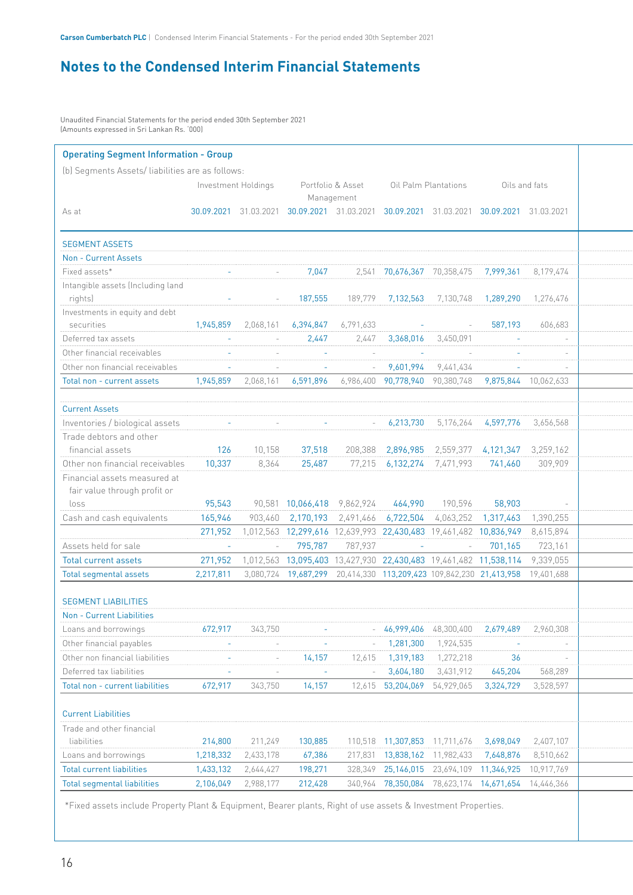## Notes to the Condensed Interim Financial Statements

Unaudited Financial Statements for the period ended 30th September 2021
(Amounts expressed in Sri Lankan Rs. '000)

### Operating Segment Information - Group

(b) Segments Assets/ liabilities are as follows:

| | Investment Holdings | | Portfolio & Asset Management | | Oil Palm Plantations | | Oils and fats | |
|---|---|---|---|---|---|---|---|---|
| As at | 30.09.2021 | 31.03.2021 | 30.09.2021 | 31.03.2021 | 30.09.2021 | 31.03.2021 | 30.09.2021 | 31.03.2021 |
| **SEGMENT ASSETS** | | | | | | | | |
| **Non - Current Assets** | | | | | | | | |
| Fixed assets* | - | - | 7,047 | 2,541 | 70,676,367 | 70,358,475 | 7,999,361 | 8,179,474 |
| Intangible assets (Including land rights) | - | - | 187,555 | 189,779 | 7,132,563 | 7,130,748 | 1,289,290 | 1,276,476 |
| Investments in equity and debt securities | 1,945,859 | 2,068,161 | 6,394,847 | 6,791,633 | - | - | 587,193 | 606,683 |
| Deferred tax assets | - | - | 2,447 | 2,447 | 3,368,016 | 3,450,091 | - | - |
| Other financial receivables | - | - | - | - | - | - | - | - |
| Other non financial receivables | - | - | - | - | 9,601,994 | 9,441,434 | - | - |
| Total non - current assets | 1,945,859 | 2,068,161 | 6,591,896 | 6,986,400 | 90,778,940 | 90,380,748 | 9,875,844 | 10,062,633 |
| **Current Assets** | | | | | | | | |
| Inventories / biological assets | - | - | - | - | 6,213,730 | 5,176,264 | 4,597,776 | 3,656,568 |
| Trade debtors and other financial assets | 126 | 10,158 | 37,518 | 208,388 | 2,896,985 | 2,559,377 | 4,121,347 | 3,259,162 |
| Other non financial receivables | 10,337 | 8,364 | 25,487 | 77,215 | 6,132,274 | 7,471,993 | 741,460 | 309,909 |
| Financial assets measured at fair value through profit or loss | 95,543 | 90,581 | 10,066,418 | 9,862,924 | 464,990 | 190,596 | 58,903 | - |
| Cash and cash equivalents | 165,946 | 903,460 | 2,170,193 | 2,491,466 | 6,722,504 | 4,063,252 | 1,317,463 | 1,390,255 |
| | 271,952 | 1,012,563 | 12,299,616 | 12,639,993 | 22,430,483 | 19,461,482 | 10,836,949 | 8,615,894 |
| Assets held for sale | - | - | 795,787 | 787,937 | - | - | 701,165 | 723,161 |
| Total current assets | 271,952 | 1,012,563 | 13,095,403 | 13,427,930 | 22,430,483 | 19,461,482 | 11,538,114 | 9,339,055 |
| Total segmental assets | 2,217,811 | 3,080,724 | 19,687,299 | 20,414,330 | 113,209,423 | 109,842,230 | 21,413,958 | 19,401,688 |
| **SEGMENT LIABILITIES** | | | | | | | | |
| **Non - Current Liabilities** | | | | | | | | |
| Loans and borrowings | 672,917 | 343,750 | - | - | 46,999,406 | 48,300,400 | 2,679,489 | 2,960,308 |
| Other financial payables | - | - | - | - | 1,281,300 | 1,924,535 | - | - |
| Other non financial liabilities | - | - | 14,157 | 12,615 | 1,319,183 | 1,272,218 | 36 | - |
| Deferred tax liabilities | - | - | - | - | 3,604,180 | 3,431,912 | 645,204 | 568,289 |
| Total non - current liabilities | 672,917 | 343,750 | 14,157 | 12,615 | 53,204,069 | 54,929,065 | 3,324,729 | 3,528,597 |
| **Current Liabilities** | | | | | | | | |
| Trade and other financial liabilities | 214,800 | 211,249 | 130,885 | 110,518 | 11,307,853 | 11,711,676 | 3,698,049 | 2,407,107 |
| Loans and borrowings | 1,218,332 | 2,433,178 | 67,386 | 217,831 | 13,838,162 | 11,982,433 | 7,648,876 | 8,510,662 |
| Total current liabilities | 1,433,132 | 2,644,427 | 198,271 | 328,349 | 25,146,015 | 23,694,109 | 11,346,925 | 10,917,769 |
| Total segmental liabilities | 2,106,049 | 2,988,177 | 212,428 | 340,964 | 78,350,084 | 78,623,174 | 14,671,654 | 14,446,366 |

*Fixed assets include Property Plant & Equipment, Bearer plants, Right of use assets & Investment Properties.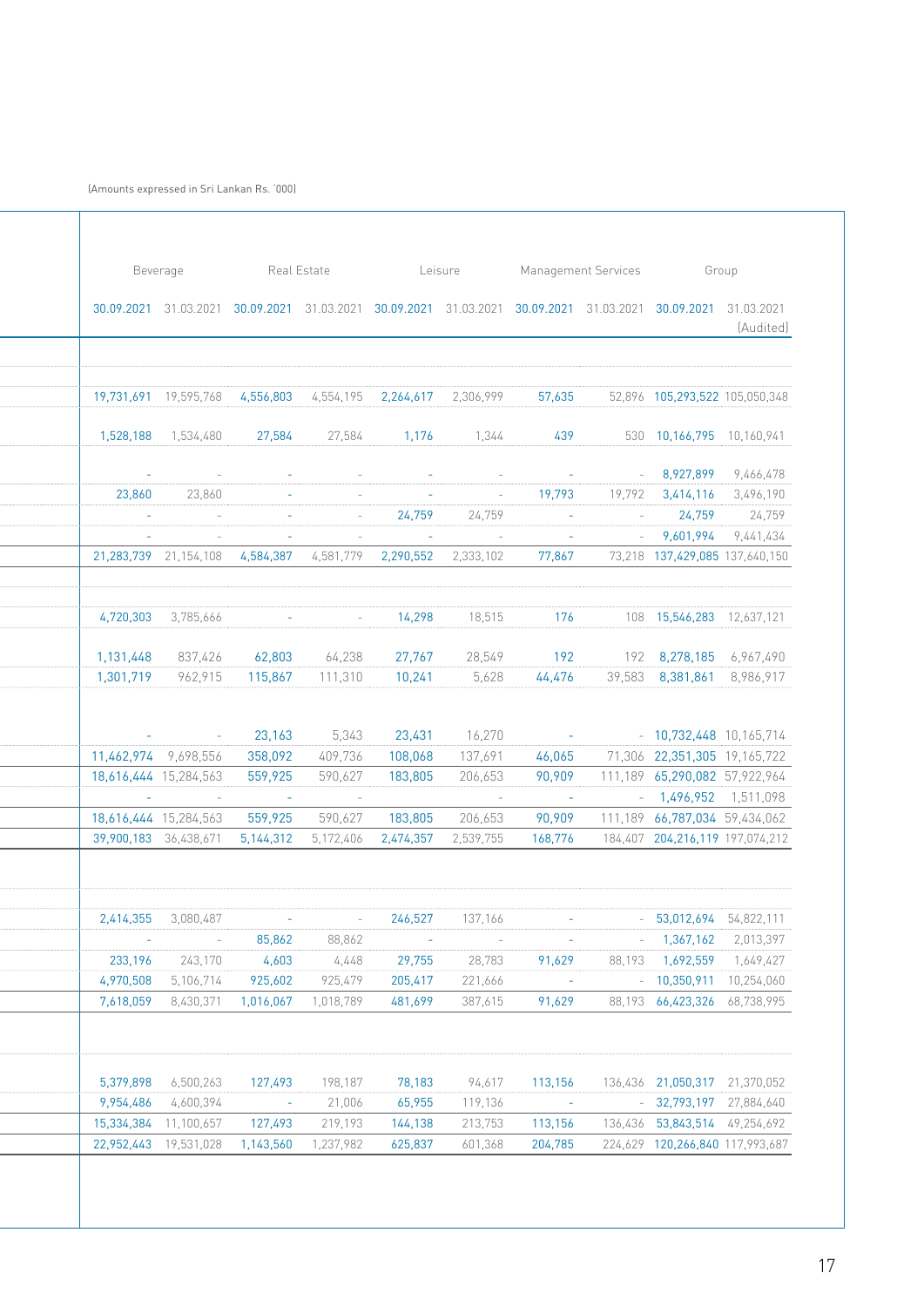(Amounts expressed in Sri Lankan Rs. '000)

| Beverage | | Real Estate | | Leisure | | Management Services | | Group | |
|---|---|---|---|---|---|---|---|---|---|
| 30.09.2021 | 31.03.2021 | 30.09.2021 | 31.03.2021 | 30.09.2021 | 31.03.2021 | 30.09.2021 | 31.03.2021 | 30.09.2021 | 31.03.2021 (Audited) |
| 19,731,691 | 19,595,768 | 4,556,803 | 4,554,195 | 2,264,617 | 2,306,999 | 57,635 | 52,896 | 105,293,522 | 105,050,348 |
| 1,528,188 | 1,534,480 | 27,584 | 27,584 | 1,176 | 1,344 | 439 | 530 | 10,166,795 | 10,160,941 |
| - | - | - | - | - | - | - | - | 8,927,899 | 9,466,478 |
| 23,860 | 23,860 | - | - | - | - | 19,793 | 19,792 | 3,414,116 | 3,496,190 |
| - | - | - | - | 24,759 | 24,759 | - | - | 24,759 | 24,759 |
| - | - | - | - | - | - | - | - | 9,601,994 | 9,441,434 |
| 21,283,739 | 21,154,108 | 4,584,387 | 4,581,779 | 2,290,552 | 2,333,102 | 77,867 | 73,218 | 137,429,085 | 137,640,150 |
| 4,720,303 | 3,785,666 | - | - | 14,298 | 18,515 | 176 | 108 | 15,546,283 | 12,637,121 |
| 1,131,448 | 837,426 | 62,803 | 64,238 | 27,767 | 28,549 | 192 | 192 | 8,278,185 | 6,967,490 |
| 1,301,719 | 962,915 | 115,867 | 111,310 | 10,241 | 5,628 | 44,476 | 39,583 | 8,381,861 | 8,986,917 |
| - | - | 23,163 | 5,343 | 23,431 | 16,270 | - | - | 10,732,448 | 10,165,714 |
| 11,462,974 | 9,698,556 | 358,092 | 409,736 | 108,068 | 137,691 | 46,065 | 71,306 | 22,351,305 | 19,165,722 |
| 18,616,444 | 15,284,563 | 559,925 | 590,627 | 183,805 | 206,653 | 90,909 | 111,189 | 65,290,082 | 57,922,964 |
| - | - | - | - | | - | - | - | 1,496,952 | 1,511,098 |
| 18,616,444 | 15,284,563 | 559,925 | 590,627 | 183,805 | 206,653 | 90,909 | 111,189 | 66,787,034 | 59,434,062 |
| 39,900,183 | 36,438,671 | 5,144,312 | 5,172,406 | 2,474,357 | 2,539,755 | 168,776 | 184,407 | 204,216,119 | 197,074,212 |
| 2,414,355 | 3,080,487 | - | - | 246,527 | 137,166 | - | - | 53,012,694 | 54,822,111 |
| - | - | 85,862 | 88,862 | - | - | - | - | 1,367,162 | 2,013,397 |
| 233,196 | 243,170 | 4,603 | 4,448 | 29,755 | 28,783 | 91,629 | 88,193 | 1,692,559 | 1,649,427 |
| 4,970,508 | 5,106,714 | 925,602 | 925,479 | 205,417 | 221,666 | - | - | 10,350,911 | 10,254,060 |
| 7,618,059 | 8,430,371 | 1,016,067 | 1,018,789 | 481,699 | 387,615 | 91,629 | 88,193 | 66,423,326 | 68,738,995 |
| 5,379,898 | 6,500,263 | 127,493 | 198,187 | 78,183 | 94,617 | 113,156 | 136,436 | 21,050,317 | 21,370,052 |
| 9,954,486 | 4,600,394 | - | 21,006 | 65,955 | 119,136 | - | - | 32,793,197 | 27,884,640 |
| 15,334,384 | 11,100,657 | 127,493 | 219,193 | 144,138 | 213,753 | 113,156 | 136,436 | 53,843,514 | 49,254,692 |
| 22,952,443 | 19,531,028 | 1,143,560 | 1,237,982 | 625,837 | 601,368 | 204,785 | 224,629 | 120,266,840 | 117,993,687 |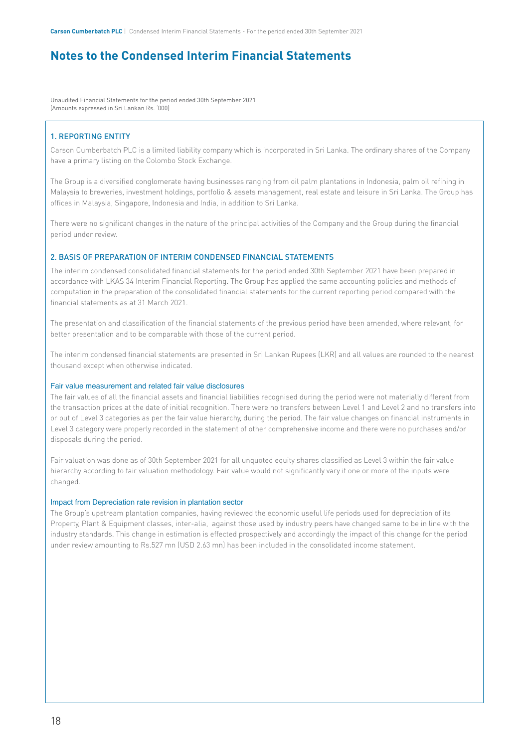# Notes to the Condensed Interim Financial Statements

Unaudited Financial Statements for the period ended 30th September 2021
(Amounts expressed in Sri Lankan Rs. '000)

## 1. REPORTING ENTITY

Carson Cumberbatch PLC is a limited liability company which is incorporated in Sri Lanka. The ordinary shares of the Company have a primary listing on the Colombo Stock Exchange.

The Group is a diversified conglomerate having businesses ranging from oil palm plantations in Indonesia, palm oil refining in Malaysia to breweries, investment holdings, portfolio & assets management, real estate and leisure in Sri Lanka. The Group has offices in Malaysia, Singapore, Indonesia and India, in addition to Sri Lanka.

There were no significant changes in the nature of the principal activities of the Company and the Group during the financial period under review.

## 2. BASIS OF PREPARATION OF INTERIM CONDENSED FINANCIAL STATEMENTS

The interim condensed consolidated financial statements for the period ended 30th September 2021 have been prepared in accordance with LKAS 34 Interim Financial Reporting. The Group has applied the same accounting policies and methods of computation in the preparation of the consolidated financial statements for the current reporting period compared with the financial statements as at 31 March 2021.

The presentation and classification of the financial statements of the previous period have been amended, where relevant, for better presentation and to be comparable with those of the current period.

The interim condensed financial statements are presented in Sri Lankan Rupees (LKR) and all values are rounded to the nearest thousand except when otherwise indicated.

### Fair value measurement and related fair value disclosures

The fair values of all the financial assets and financial liabilities recognised during the period were not materially different from the transaction prices at the date of initial recognition. There were no transfers between Level 1 and Level 2 and no transfers into or out of Level 3 categories as per the fair value hierarchy, during the period. The fair value changes on financial instruments in Level 3 category were properly recorded in the statement of other comprehensive income and there were no purchases and/or disposals during the period.

Fair valuation was done as of 30th September 2021 for all unquoted equity shares classified as Level 3 within the fair value hierarchy according to fair valuation methodology. Fair value would not significantly vary if one or more of the inputs were changed.

### Impact from Depreciation rate revision in plantation sector

The Group's upstream plantation companies, having reviewed the economic useful life periods used for depreciation of its Property, Plant & Equipment classes, inter-alia, against those used by industry peers have changed same to be in line with the industry standards. This change in estimation is effected prospectively and accordingly the impact of this change for the period under review amounting to Rs.527 mn (USD 2.63 mn) has been included in the consolidated income statement.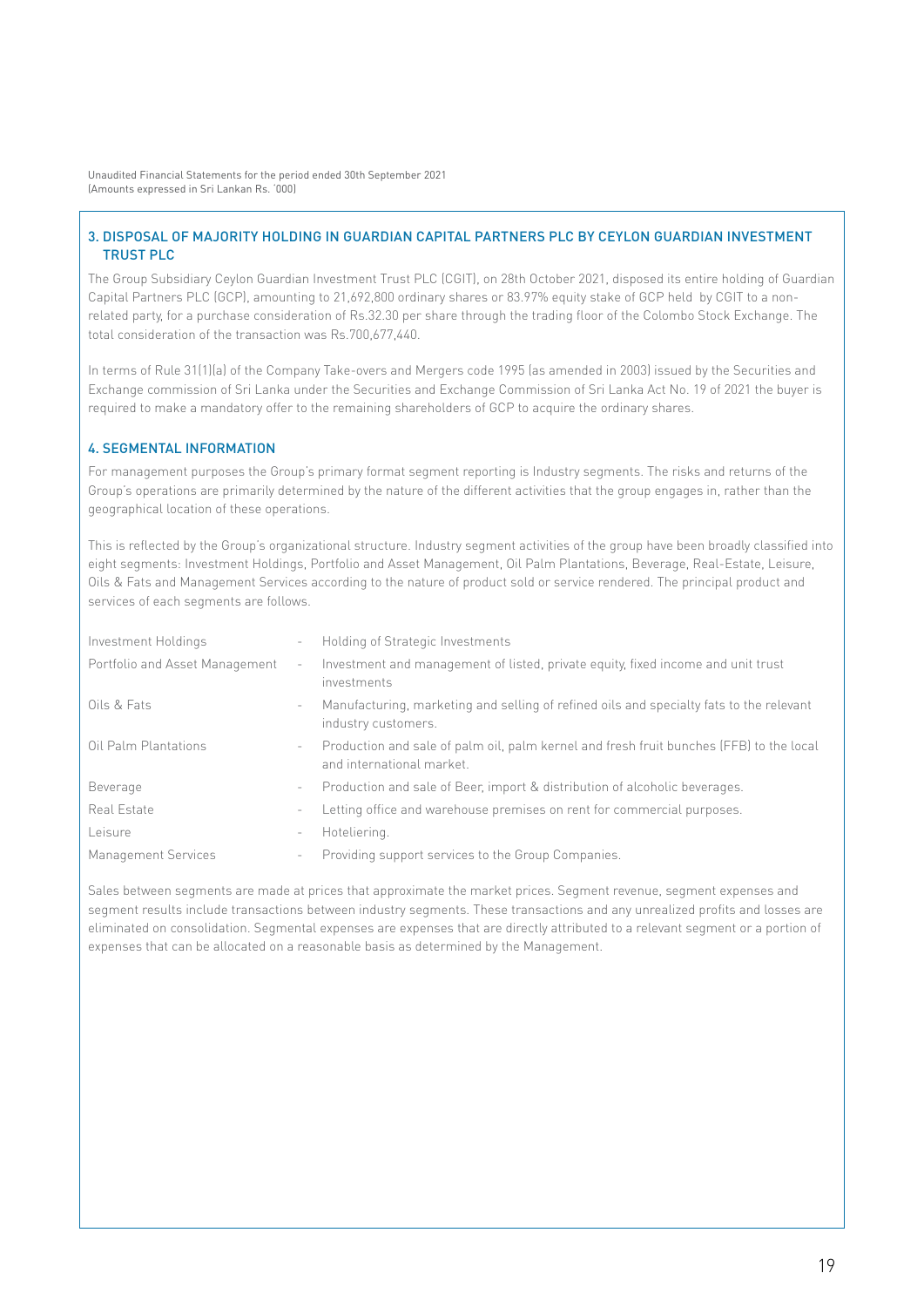Unaudited Financial Statements for the period ended 30th September 2021
(Amounts expressed in Sri Lankan Rs. '000)

## 3. DISPOSAL OF MAJORITY HOLDING IN GUARDIAN CAPITAL PARTNERS PLC BY CEYLON GUARDIAN INVESTMENT TRUST PLC

The Group Subsidiary Ceylon Guardian Investment Trust PLC (CGIT), on 28th October 2021, disposed its entire holding of Guardian Capital Partners PLC (GCP), amounting to 21,692,800 ordinary shares or 83.97% equity stake of GCP held by CGIT to a non-related party, for a purchase consideration of Rs.32.30 per share through the trading floor of the Colombo Stock Exchange. The total consideration of the transaction was Rs.700,677,440.

In terms of Rule 31(1)(a) of the Company Take-overs and Mergers code 1995 (as amended in 2003) issued by the Securities and Exchange commission of Sri Lanka under the Securities and Exchange Commission of Sri Lanka Act No. 19 of 2021 the buyer is required to make a mandatory offer to the remaining shareholders of GCP to acquire the ordinary shares.

## 4. SEGMENTAL INFORMATION

For management purposes the Group's primary format segment reporting is Industry segments. The risks and returns of the Group's operations are primarily determined by the nature of the different activities that the group engages in, rather than the geographical location of these operations.

This is reflected by the Group's organizational structure. Industry segment activities of the group have been broadly classified into eight segments: Investment Holdings, Portfolio and Asset Management, Oil Palm Plantations, Beverage, Real-Estate, Leisure, Oils & Fats and Management Services according to the nature of product sold or service rendered. The principal product and services of each segments are follows.

| | | |
|---|---|---|
| Investment Holdings | - | Holding of Strategic Investments |
| Portfolio and Asset Management | - | Investment and management of listed, private equity, fixed income and unit trust investments |
| Oils & Fats | - | Manufacturing, marketing and selling of refined oils and specialty fats to the relevant industry customers. |
| Oil Palm Plantations | - | Production and sale of palm oil, palm kernel and fresh fruit bunches (FFB) to the local and international market. |
| Beverage | - | Production and sale of Beer, import & distribution of alcoholic beverages. |
| Real Estate | - | Letting office and warehouse premises on rent for commercial purposes. |
| Leisure | - | Hoteliering. |
| Management Services | - | Providing support services to the Group Companies. |

Sales between segments are made at prices that approximate the market prices. Segment revenue, segment expenses and segment results include transactions between industry segments. These transactions and any unrealized profits and losses are eliminated on consolidation. Segmental expenses are expenses that are directly attributed to a relevant segment or a portion of expenses that can be allocated on a reasonable basis as determined by the Management.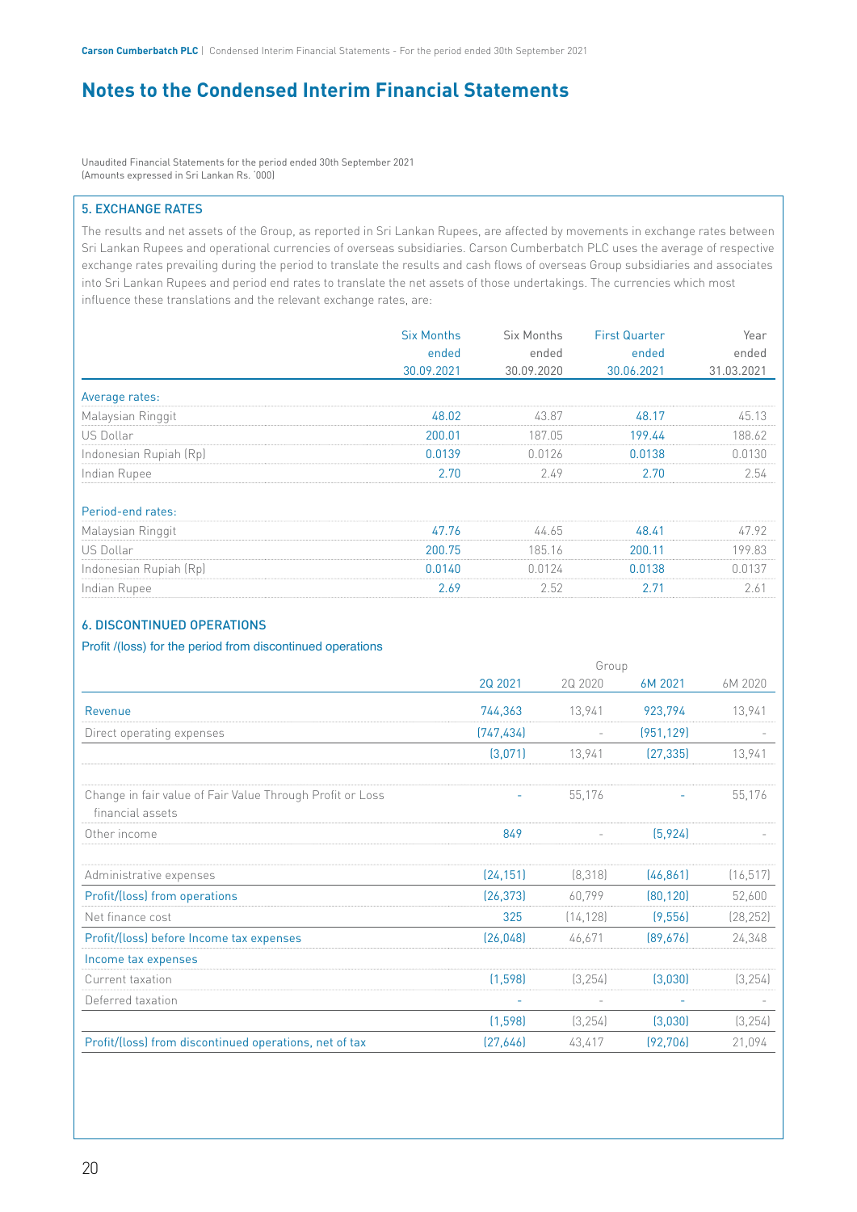# Notes to the Condensed Interim Financial Statements

Unaudited Financial Statements for the period ended 30th September 2021
(Amounts expressed in Sri Lankan Rs. '000)

## 5. EXCHANGE RATES

The results and net assets of the Group, as reported in Sri Lankan Rupees, are affected by movements in exchange rates between Sri Lankan Rupees and operational currencies of overseas subsidiaries. Carson Cumberbatch PLC uses the average of respective exchange rates prevailing during the period to translate the results and cash flows of overseas Group subsidiaries and associates into Sri Lankan Rupees and period end rates to translate the net assets of those undertakings. The currencies which most influence these translations and the relevant exchange rates, are:

| | Six Months ended 30.09.2021 | Six Months ended 30.09.2020 | First Quarter ended 30.06.2021 | Year ended 31.03.2021 |
|---|---|---|---|---|
| **Average rates:** | | | | |
| Malaysian Ringgit | 48.02 | 43.87 | 48.17 | 45.13 |
| US Dollar | 200.01 | 187.05 | 199.44 | 188.62 |
| Indonesian Rupiah (Rp) | 0.0139 | 0.0126 | 0.0138 | 0.0130 |
| Indian Rupee | 2.70 | 2.49 | 2.70 | 2.54 |
| **Period-end rates:** | | | | |
| Malaysian Ringgit | 47.76 | 44.65 | 48.41 | 47.92 |
| US Dollar | 200.75 | 185.16 | 200.11 | 199.83 |
| Indonesian Rupiah (Rp) | 0.0140 | 0.0124 | 0.0138 | 0.0137 |
| Indian Rupee | 2.69 | 2.52 | 2.71 | 2.61 |

## 6. DISCONTINUED OPERATIONS

### Profit /(loss) for the period from discontinued operations

| | Group | | | |
|---|---|---|---|---|
| | 2Q 2021 | 2Q 2020 | 6M 2021 | 6M 2020 |
| Revenue | 744,363 | 13,941 | 923,794 | 13,941 |
| Direct operating expenses | (747,434) | - | (951,129) | - |
| | (3,071) | 13,941 | (27,335) | 13,941 |
| Change in fair value of Fair Value Through Profit or Loss financial assets | - | 55,176 | - | 55,176 |
| Other income | 849 | - | (5,924) | - |
| Administrative expenses | (24,151) | (8,318) | (46,861) | (16,517) |
| Profit/(loss) from operations | (26,373) | 60,799 | (80,120) | 52,600 |
| Net finance cost | 325 | (14,128) | (9,556) | (28,252) |
| Profit/(loss) before Income tax expenses | (26,048) | 46,671 | (89,676) | 24,348 |
| Income tax expenses | | | | |
| Current taxation | (1,598) | (3,254) | (3,030) | (3,254) |
| Deferred taxation | - | - | - | - |
| | (1,598) | (3,254) | (3,030) | (3,254) |
| Profit/(loss) from discontinued operations, net of tax | (27,646) | 43,417 | (92,706) | 21,094 |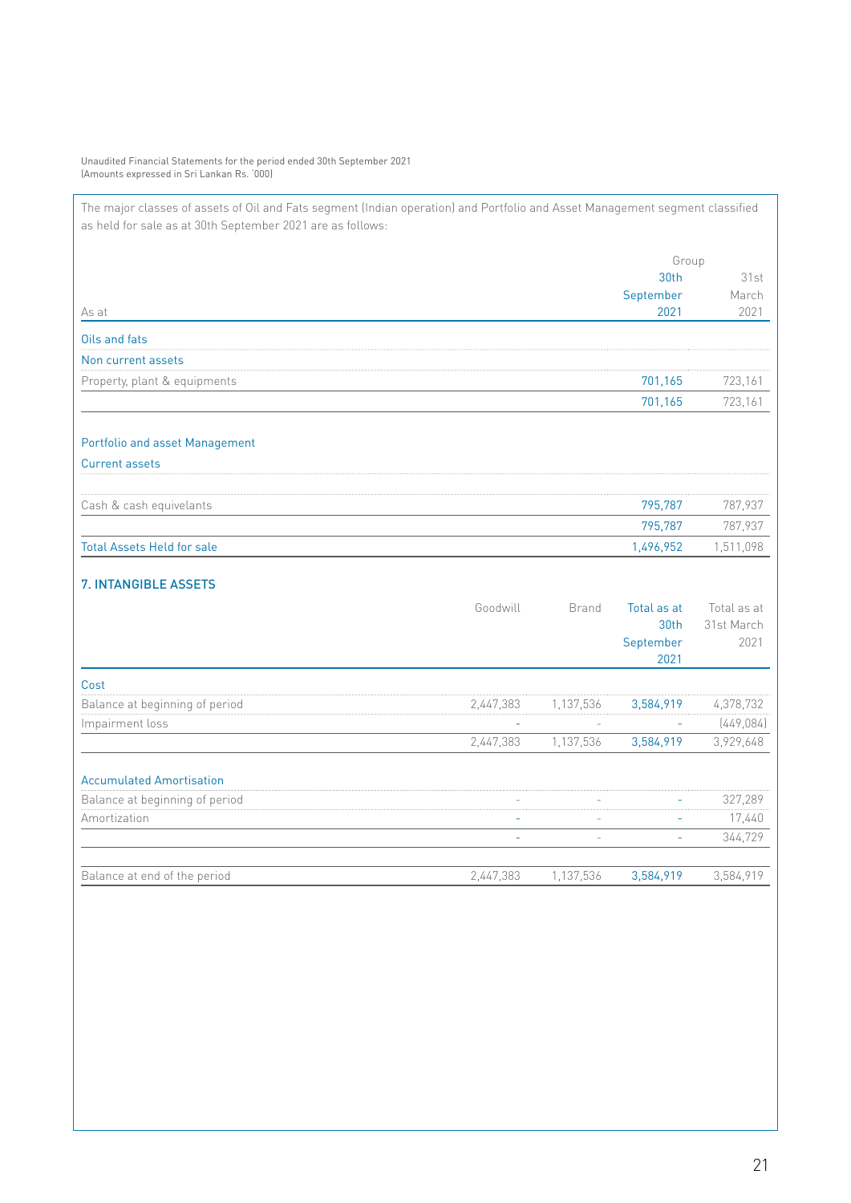Unaudited Financial Statements for the period ended 30th September 2021
(Amounts expressed in Sri Lankan Rs. '000)

The major classes of assets of Oil and Fats segment (Indian operation) and Portfolio and Asset Management segment classified as held for sale as at 30th September 2021 are as follows:

| | Group | |
|---|---|---|
| As at | 30th September 2021 | 31st March 2021 |
| **Oils and fats** | | |
| **Non current assets** | | |
| Property, plant & equipments | 701,165 | 723,161 |
| | 701,165 | 723,161 |
| **Portfolio and asset Management** | | |
| **Current assets** | | |
| Cash & cash equivelants | 795,787 | 787,937 |
| | 795,787 | 787,937 |
| **Total Assets Held for sale** | 1,496,952 | 1,511,098 |

## 7. INTANGIBLE ASSETS

| | Goodwill | Brand | Total as at 30th September 2021 | Total as at 31st March 2021 |
|---|---|---|---|---|
| **Cost** | | | | |
| Balance at beginning of period | 2,447,383 | 1,137,536 | 3,584,919 | 4,378,732 |
| Impairment loss | - | - | - | (449,084) |
| | 2,447,383 | 1,137,536 | 3,584,919 | 3,929,648 |
| **Accumulated Amortisation** | | | | |
| Balance at beginning of period | - | - | - | 327,289 |
| Amortization | - | - | - | 17,440 |
| | - | - | - | 344,729 |
| Balance at end of the period | 2,447,383 | 1,137,536 | 3,584,919 | 3,584,919 |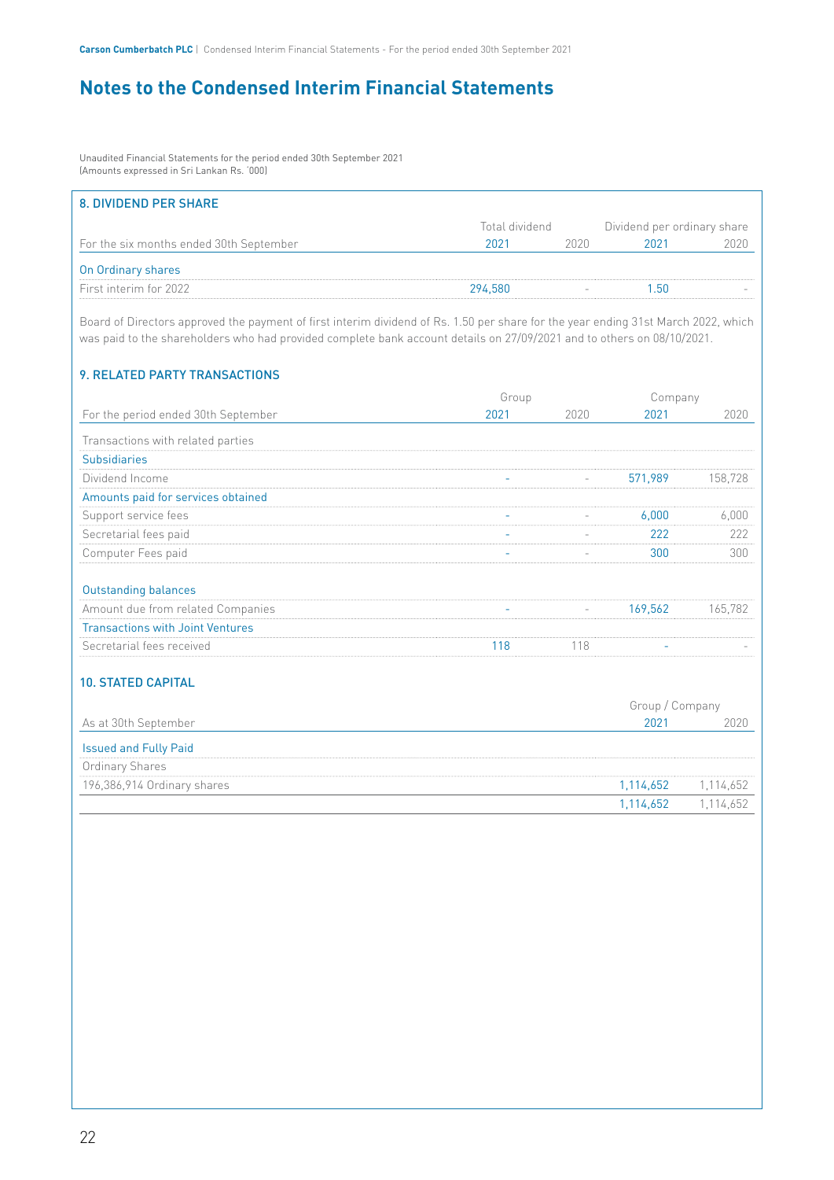# Notes to the Condensed Interim Financial Statements

Unaudited Financial Statements for the period ended 30th September 2021
(Amounts expressed in Sri Lankan Rs. '000)

## 8. DIVIDEND PER SHARE

| | Total dividend | | Dividend per ordinary share | |
|---|---|---|---|---|
| For the six months ended 30th September | 2021 | 2020 | 2021 | 2020 |
| On Ordinary shares | | | | |
| First interim for 2022 | 294,580 | - | 1.50 | - |

Board of Directors approved the payment of first interim dividend of Rs. 1.50 per share for the year ending 31st March 2022, which was paid to the shareholders who had provided complete bank account details on 27/09/2021 and to others on 08/10/2021.

## 9. RELATED PARTY TRANSACTIONS

| | Group | | Company | |
|---|---|---|---|---|
| For the period ended 30th September | 2021 | 2020 | 2021 | 2020 |
| Transactions with related parties | | | | |
| Subsidiaries | | | | |
| Dividend Income | - | - | 571,989 | 158,728 |
| Amounts paid for services obtained | | | | |
| Support service fees | - | - | 6,000 | 6,000 |
| Secretarial fees paid | - | - | 222 | 222 |
| Computer Fees paid | - | - | 300 | 300 |
| Outstanding balances | | | | |
| Amount due from related Companies | - | - | 169,562 | 165,782 |
| Transactions with Joint Ventures | | | | |
| Secretarial fees received | 118 | 118 | - | - |

## 10. STATED CAPITAL

| | Group / Company | |
|---|---|---|
| As at 30th September | 2021 | 2020 |
| Issued and Fully Paid | | |
| Ordinary Shares | | |
| 196,386,914 Ordinary shares | 1,114,652 | 1,114,652 |
| | 1,114,652 | 1,114,652 |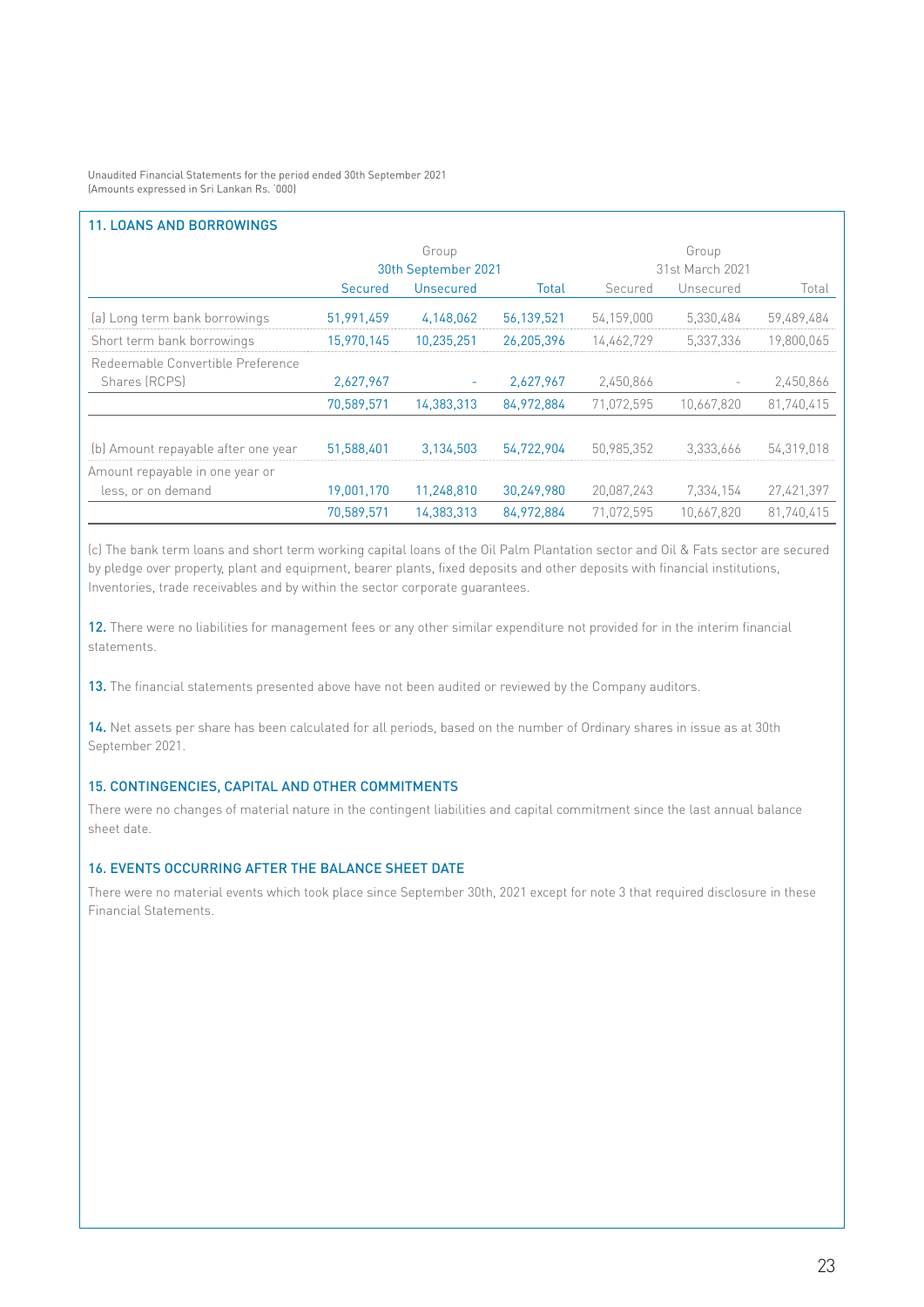Unaudited Financial Statements for the period ended 30th September 2021
(Amounts expressed in Sri Lankan Rs. '000)

## 11. LOANS AND BORROWINGS

| | Group | | | Group | | |
|---|---|---|---|---|---|---|
| | 30th September 2021 | | | 31st March 2021 | | |
| | Secured | Unsecured | Total | Secured | Unsecured | Total |
| (a) Long term bank borrowings | 51,991,459 | 4,148,062 | 56,139,521 | 54,159,000 | 5,330,484 | 59,489,484 |
| Short term bank borrowings | 15,970,145 | 10,235,251 | 26,205,396 | 14,462,729 | 5,337,336 | 19,800,065 |
| Redeemable Convertible Preference Shares (RCPS) | 2,627,967 | - | 2,627,967 | 2,450,866 | - | 2,450,866 |
| | 70,589,571 | 14,383,313 | 84,972,884 | 71,072,595 | 10,667,820 | 81,740,415 |
| (b) Amount repayable after one year | 51,588,401 | 3,134,503 | 54,722,904 | 50,985,352 | 3,333,666 | 54,319,018 |
| Amount repayable in one year or less, or on demand | 19,001,170 | 11,248,810 | 30,249,980 | 20,087,243 | 7,334,154 | 27,421,397 |
| | 70,589,571 | 14,383,313 | 84,972,884 | 71,072,595 | 10,667,820 | 81,740,415 |

(c) The bank term loans and short term working capital loans of the Oil Palm Plantation sector and Oil & Fats sector are secured by pledge over property, plant and equipment, bearer plants, fixed deposits and other deposits with financial institutions, Inventories, trade receivables and by within the sector corporate guarantees.

**12.** There were no liabilities for management fees or any other similar expenditure not provided for in the interim financial statements.

**13.** The financial statements presented above have not been audited or reviewed by the Company auditors.

**14.** Net assets per share has been calculated for all periods, based on the number of Ordinary shares in issue as at 30th September 2021.

## 15. CONTINGENCIES, CAPITAL AND OTHER COMMITMENTS

There were no changes of material nature in the contingent liabilities and capital commitment since the last annual balance sheet date.

## 16. EVENTS OCCURRING AFTER THE BALANCE SHEET DATE

There were no material events which took place since September 30th, 2021 except for note 3 that required disclosure in these Financial Statements.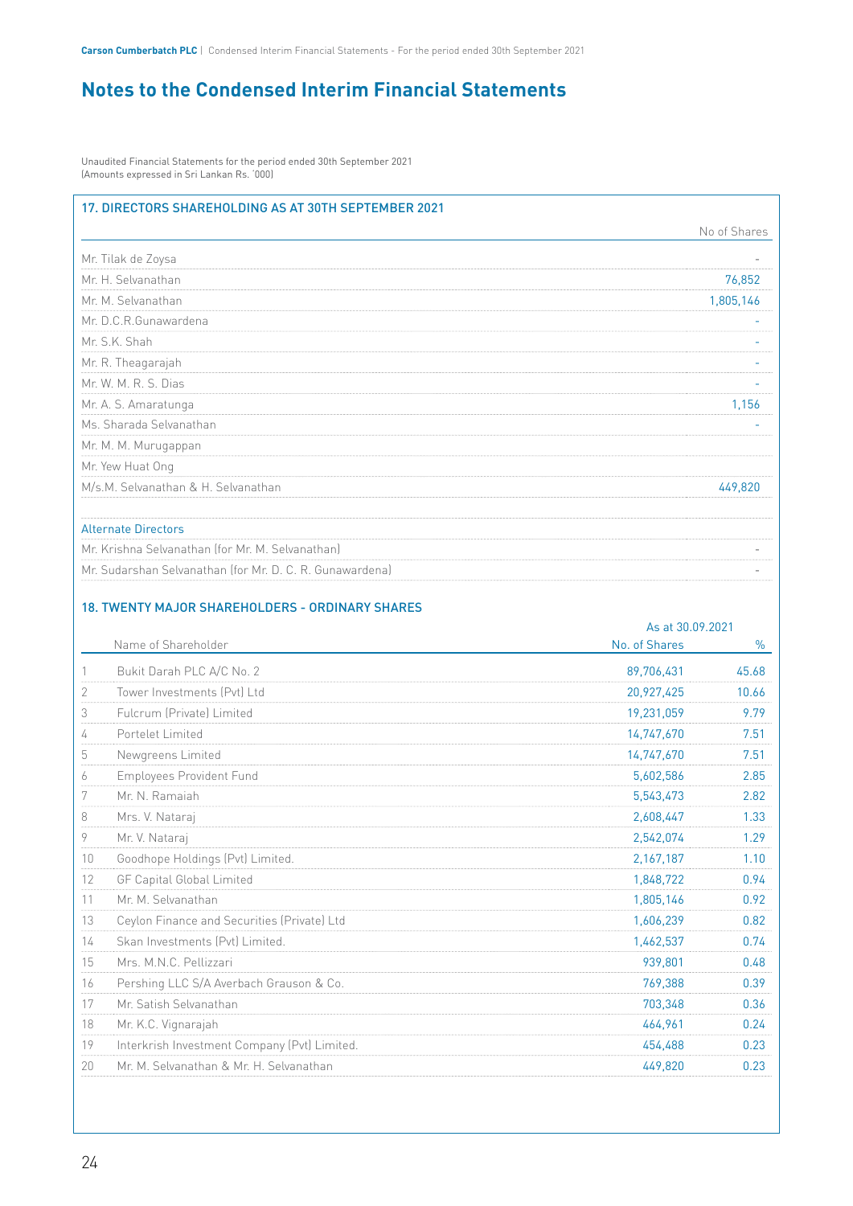# Notes to the Condensed Interim Financial Statements

Unaudited Financial Statements for the period ended 30th September 2021
(Amounts expressed in Sri Lankan Rs. '000)

## 17. DIRECTORS SHAREHOLDING AS AT 30TH SEPTEMBER 2021

| | No of Shares |
|---|---|
| Mr. Tilak de Zoysa | - |
| Mr. H. Selvanathan | 76,852 |
| Mr. M. Selvanathan | 1,805,146 |
| Mr. D.C.R.Gunawardena | - |
| Mr. S.K. Shah | - |
| Mr. R. Theagarajah | - |
| Mr. W. M. R. S. Dias | - |
| Mr. A. S. Amaratunga | 1,156 |
| Ms. Sharada Selvanathan | - |
| Mr. M. M. Murugappan | |
| Mr. Yew Huat Ong | |
| M/s.M. Selvanathan & H. Selvanathan | 449,820 |
| | |
| **Alternate Directors** | |
| Mr. Krishna Selvanathan (for Mr. M. Selvanathan) | - |
| Mr. Sudarshan Selvanathan (for Mr. D. C. R. Gunawardena) | - |

## 18. TWENTY MAJOR SHAREHOLDERS - ORDINARY SHARES

| | Name of Shareholder | As at 30.09.2021 No. of Shares | % |
|---|---|---|---|
| 1 | Bukit Darah PLC A/C No. 2 | 89,706,431 | 45.68 |
| 2 | Tower Investments (Pvt) Ltd | 20,927,425 | 10.66 |
| 3 | Fulcrum (Private) Limited | 19,231,059 | 9.79 |
| 4 | Portelet Limited | 14,747,670 | 7.51 |
| 5 | Newgreens Limited | 14,747,670 | 7.51 |
| 6 | Employees Provident Fund | 5,602,586 | 2.85 |
| 7 | Mr. N. Ramaiah | 5,543,473 | 2.82 |
| 8 | Mrs. V. Nataraj | 2,608,447 | 1.33 |
| 9 | Mr. V. Nataraj | 2,542,074 | 1.29 |
| 10 | Goodhope Holdings (Pvt) Limited. | 2,167,187 | 1.10 |
| 12 | GF Capital Global Limited | 1,848,722 | 0.94 |
| 11 | Mr. M. Selvanathan | 1,805,146 | 0.92 |
| 13 | Ceylon Finance and Securities (Private) Ltd | 1,606,239 | 0.82 |
| 14 | Skan Investments (Pvt) Limited. | 1,462,537 | 0.74 |
| 15 | Mrs. M.N.C. Pellizzari | 939,801 | 0.48 |
| 16 | Pershing LLC S/A Averbach Grauson & Co. | 769,388 | 0.39 |
| 17 | Mr. Satish Selvanathan | 703,348 | 0.36 |
| 18 | Mr. K.C. Vignarajah | 464,961 | 0.24 |
| 19 | Interkrish Investment Company (Pvt) Limited. | 454,488 | 0.23 |
| 20 | Mr. M. Selvanathan & Mr. H. Selvanathan | 449,820 | 0.23 |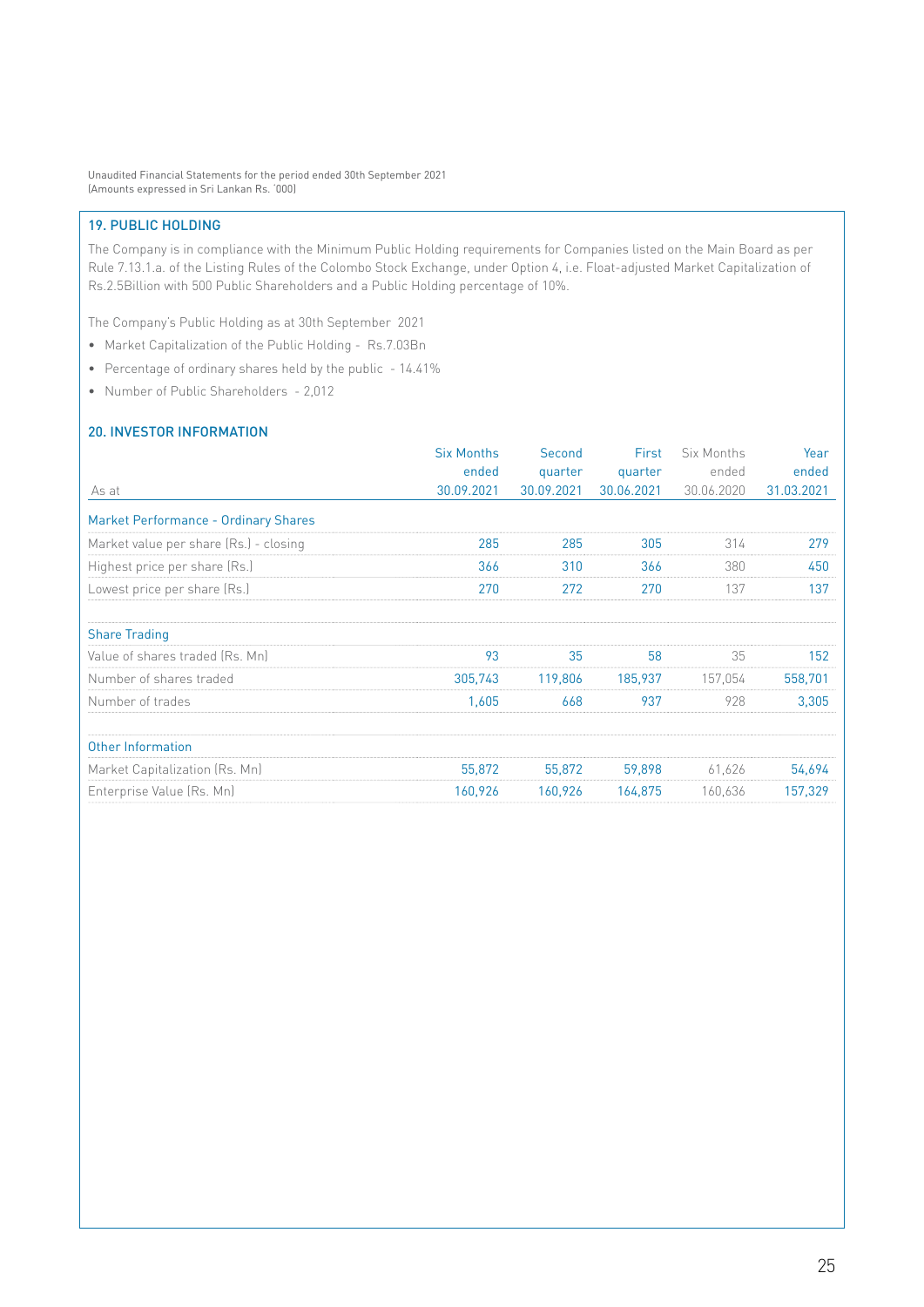Unaudited Financial Statements for the period ended 30th September 2021
(Amounts expressed in Sri Lankan Rs. '000)

## 19. PUBLIC HOLDING

The Company is in compliance with the Minimum Public Holding requirements for Companies listed on the Main Board as per Rule 7.13.1.a. of the Listing Rules of the Colombo Stock Exchange, under Option 4, i.e. Float-adjusted Market Capitalization of Rs.2.5Billion with 500 Public Shareholders and a Public Holding percentage of 10%.

The Company's Public Holding as at 30th September 2021

- Market Capitalization of the Public Holding - Rs.7.03Bn
- Percentage of ordinary shares held by the public - 14.41%
- Number of Public Shareholders - 2,012

## 20. INVESTOR INFORMATION

| As at | Six Months ended 30.09.2021 | Second quarter 30.09.2021 | First quarter 30.06.2021 | Six Months ended 30.06.2020 | Year ended 31.03.2021 |
|---|---|---|---|---|---|
| **Market Performance - Ordinary Shares** | | | | | |
| Market value per share (Rs.) - closing | 285 | 285 | 305 | 314 | 279 |
| Highest price per share (Rs.) | 366 | 310 | 366 | 380 | 450 |
| Lowest price per share (Rs.) | 270 | 272 | 270 | 137 | 137 |
| **Share Trading** | | | | | |
| Value of shares traded (Rs. Mn) | 93 | 35 | 58 | 35 | 152 |
| Number of shares traded | 305,743 | 119,806 | 185,937 | 157,054 | 558,701 |
| Number of trades | 1,605 | 668 | 937 | 928 | 3,305 |
| **Other Information** | | | | | |
| Market Capitalization (Rs. Mn) | 55,872 | 55,872 | 59,898 | 61,626 | 54,694 |
| Enterprise Value (Rs. Mn) | 160,926 | 160,926 | 164,875 | 160,636 | 157,329 |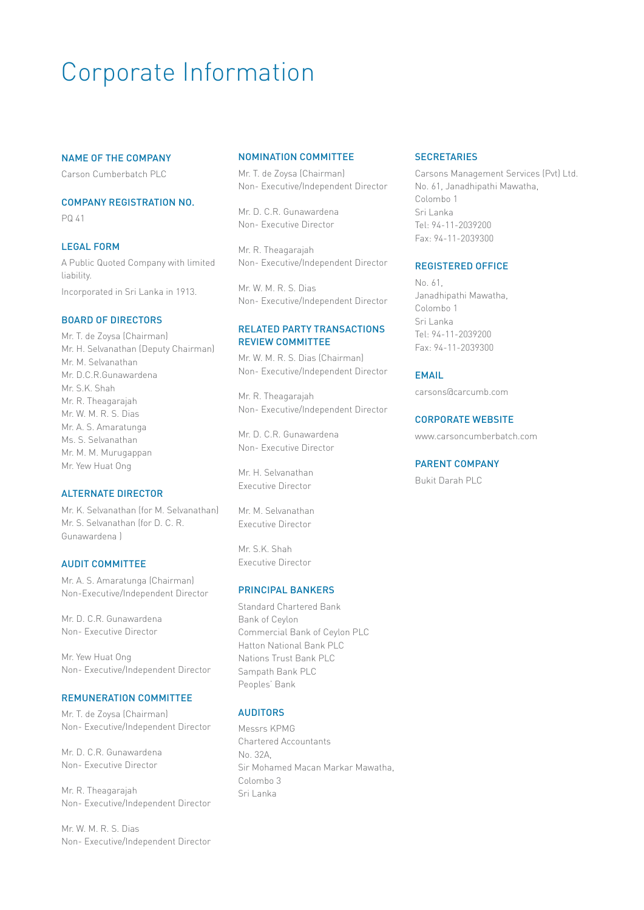# Corporate Information

## NAME OF THE COMPANY

Carson Cumberbatch PLC

## COMPANY REGISTRATION NO.

PQ 41

## LEGAL FORM

A Public Quoted Company with limited liability.

Incorporated in Sri Lanka in 1913.

## BOARD OF DIRECTORS

Mr. T. de Zoysa (Chairman)
Mr. H. Selvanathan (Deputy Chairman)
Mr. M. Selvanathan
Mr. D.C.R.Gunawardena
Mr. S.K. Shah
Mr. R. Theagarajah
Mr. W. M. R. S. Dias
Mr. A. S. Amaratunga
Ms. S. Selvanathan
Mr. M. M. Murugappan
Mr. Yew Huat Ong

## ALTERNATE DIRECTOR

Mr. K. Selvanathan (for M. Selvanathan)
Mr. S. Selvanathan (for D. C. R. Gunawardena )

## AUDIT COMMITTEE

Mr. A. S. Amaratunga (Chairman)
Non-Executive/Independent Director

Mr. D. C.R. Gunawardena
Non- Executive Director

Mr. Yew Huat Ong
Non- Executive/Independent Director

## REMUNERATION COMMITTEE

Mr. T. de Zoysa (Chairman)
Non- Executive/Independent Director

Mr. D. C.R. Gunawardena
Non- Executive Director

Mr. R. Theagarajah
Non- Executive/Independent Director

Mr. W. M. R. S. Dias
Non- Executive/Independent Director

## NOMINATION COMMITTEE

Mr. T. de Zoysa (Chairman)
Non- Executive/Independent Director

Mr. D. C.R. Gunawardena
Non- Executive Director

Mr. R. Theagarajah
Non- Executive/Independent Director

Mr. W. M. R. S. Dias
Non- Executive/Independent Director

## RELATED PARTY TRANSACTIONS REVIEW COMMITTEE

Mr. W. M. R. S. Dias (Chairman)
Non- Executive/Independent Director

Mr. R. Theagarajah
Non- Executive/Independent Director

Mr. D. C.R. Gunawardena
Non- Executive Director

Mr. H. Selvanathan
Executive Director

Mr. M. Selvanathan
Executive Director

Mr. S.K. Shah
Executive Director

## PRINCIPAL BANKERS

Standard Chartered Bank
Bank of Ceylon
Commercial Bank of Ceylon PLC
Hatton National Bank PLC
Nations Trust Bank PLC
Sampath Bank PLC
Peoples' Bank

## AUDITORS

Messrs KPMG
Chartered Accountants
No. 32A,
Sir Mohamed Macan Markar Mawatha,
Colombo 3
Sri Lanka

## SECRETARIES

Carsons Management Services (Pvt) Ltd.
No. 61, Janadhipathi Mawatha,
Colombo 1
Sri Lanka
Tel: 94-11-2039200
Fax: 94-11-2039300

## REGISTERED OFFICE

No. 61,
Janadhipathi Mawatha,
Colombo 1
Sri Lanka
Tel: 94-11-2039200
Fax: 94-11-2039300

## EMAIL

carsons@carcumb.com

## CORPORATE WEBSITE

www.carsoncumberbatch.com

## PARENT COMPANY

Bukit Darah PLC